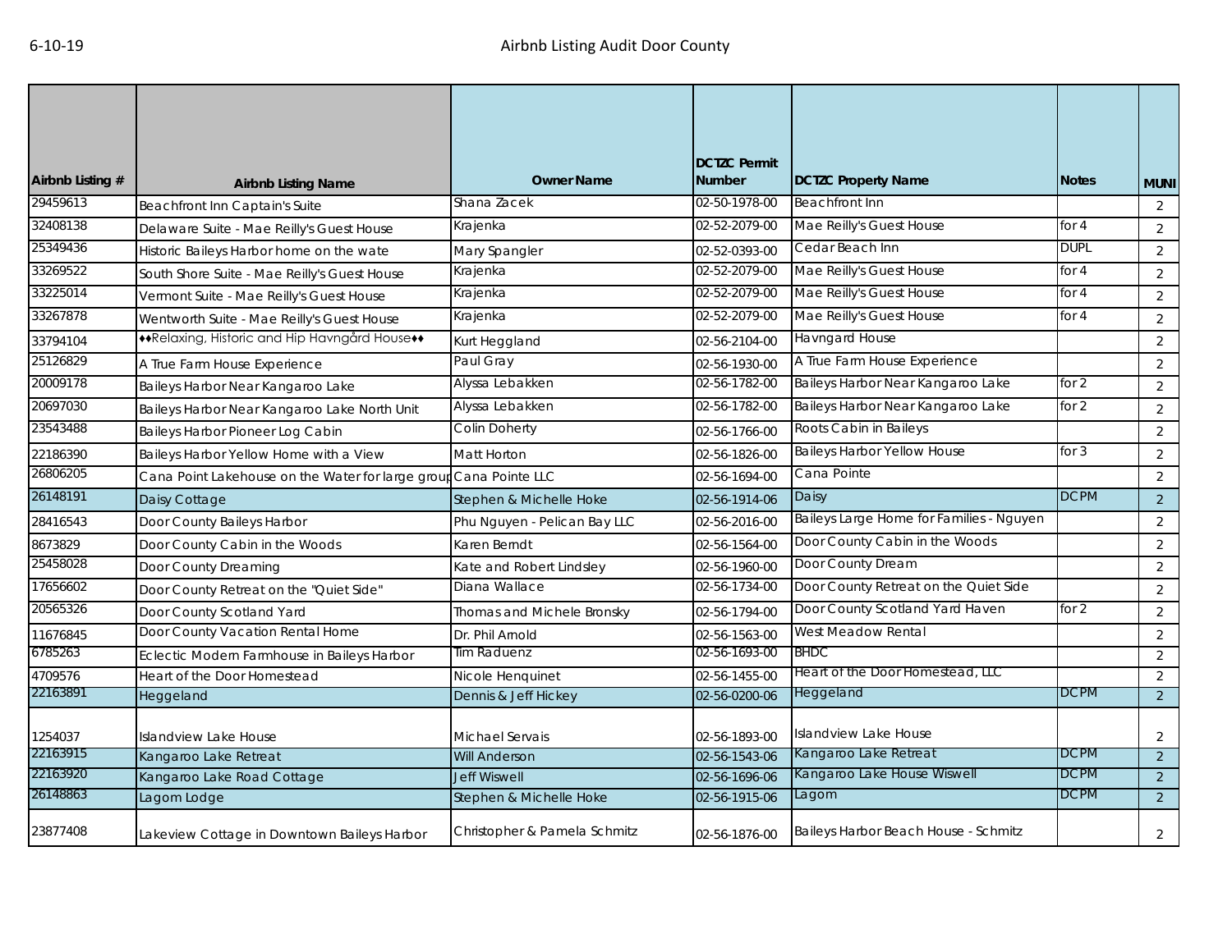6-10-19

# Airbnb Listing Audit Door County

| Airbnb Listing # | Airbnb Listing Name | Owner Name | DCTZC Permit Number | DCTZC Property Name | Notes | MUNI |
|---|---|---|---|---|---|---|
| 29459613 | Beachfront Inn Captain's Suite | Shana Zacek | 02-50-1978-00 | Beachfront Inn | | 2 |
| 32408138 | Delaware Suite - Mae Reilly's Guest House | Krajenka | 02-52-2079-00 | Mae Reilly's Guest House | for 4 | 2 |
| 25349436 | Historic Baileys Harbor home on the wate | Mary Spangler | 02-52-0393-00 | Cedar Beach Inn | DUPL | 2 |
| 33269522 | South Shore Suite - Mae Reilly's Guest House | Krajenka | 02-52-2079-00 | Mae Reilly's Guest House | for 4 | 2 |
| 33225014 | Vermont Suite - Mae Reilly's Guest House | Krajenka | 02-52-2079-00 | Mae Reilly's Guest House | for 4 | 2 |
| 33267878 | Wentworth Suite - Mae Reilly's Guest House | Krajenka | 02-52-2079-00 | Mae Reilly's Guest House | for 4 | 2 |
| 33794104 | ♦♦Relaxing, Historic and Hip Havngård House♦♦ | Kurt Heggland | 02-56-2104-00 | Havngard House | | 2 |
| 25126829 | A True Farm House Experience | Paul Gray | 02-56-1930-00 | A True Farm House Experience | | 2 |
| 20009178 | Baileys Harbor Near Kangaroo Lake | Alyssa Lebakken | 02-56-1782-00 | Baileys Harbor Near Kangaroo Lake | for 2 | 2 |
| 20697030 | Baileys Harbor Near Kangaroo Lake North Unit | Alyssa Lebakken | 02-56-1782-00 | Baileys Harbor Near Kangaroo Lake | for 2 | 2 |
| 23543488 | Baileys Harbor Pioneer Log Cabin | Colin Doherty | 02-56-1766-00 | Roots Cabin in Baileys | | 2 |
| 22186390 | Baileys Harbor Yellow Home with a View | Matt Horton | 02-56-1826-00 | Baileys Harbor Yellow House | for 3 | 2 |
| 26806205 | Cana Point Lakehouse on the Water for large group | Cana Pointe LLC | 02-56-1694-00 | Cana Pointe | | 2 |
| 26148191 | Daisy Cottage | Stephen & Michelle Hoke | 02-56-1914-06 | Daisy | DCPM | 2 |
| 28416543 | Door County Baileys Harbor | Phu Nguyen - Pelican Bay LLC | 02-56-2016-00 | Baileys Large Home for Families - Nguyen | | 2 |
| 8673829 | Door County Cabin in the Woods | Karen Berndt | 02-56-1564-00 | Door County Cabin in the Woods | | 2 |
| 25458028 | Door County Dreaming | Kate and Robert Lindsley | 02-56-1960-00 | Door County Dream | | 2 |
| 17656602 | Door County Retreat on the "Quiet Side" | Diana Wallace | 02-56-1734-00 | Door County Retreat on the Quiet Side | | 2 |
| 20565326 | Door County Scotland Yard | Thomas and Michele Bronsky | 02-56-1794-00 | Door County Scotland Yard Haven | for 2 | 2 |
| 11676845 | Door County Vacation Rental Home | Dr. Phil Arnold | 02-56-1563-00 | West Meadow Rental | | 2 |
| 6785263 | Eclectic Modern Farmhouse in Baileys Harbor | Tim Raduenz | 02-56-1693-00 | BHDC | | 2 |
| 4709576 | Heart of the Door Homestead | Nicole Henquinet | 02-56-1455-00 | Heart of the Door Homestead, LLC | | 2 |
| 22163891 | Heggeland | Dennis & Jeff Hickey | 02-56-0200-06 | Heggeland | DCPM | 2 |
| 1254037 | Islandview Lake House | Michael Servais | 02-56-1893-00 | Islandview Lake House | | 2 |
| 22163915 | Kangaroo Lake Retreat | Will Anderson | 02-56-1543-06 | Kangaroo Lake Retreat | DCPM | 2 |
| 22163920 | Kangaroo Lake Road Cottage | Jeff Wiswell | 02-56-1696-06 | Kangaroo Lake House Wiswell | DCPM | 2 |
| 26148863 | Lagom Lodge | Stephen & Michelle Hoke | 02-56-1915-06 | Lagom | DCPM | 2 |
| 23877408 | Lakeview Cottage in Downtown Baileys Harbor | Christopher & Pamela Schmitz | 02-56-1876-00 | Baileys Harbor Beach House - Schmitz | | 2 |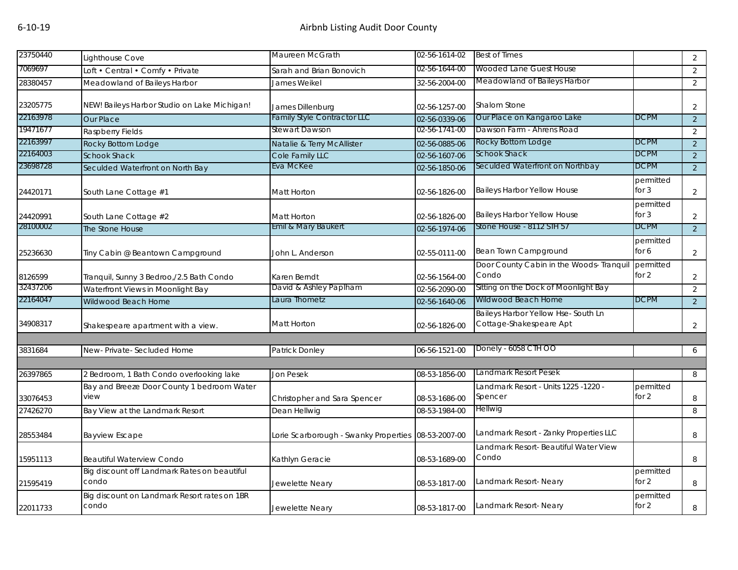| | | | | | | |
|---|---|---|---|---|---|---|
| 23750440 | Lighthouse Cove | Maureen McGrath | 02-56-1614-02 | Best of Times | | 2 |
| 7069697 | Loft • Central • Comfy • Private | Sarah and Brian Bonovich | 02-56-1644-00 | Wooded Lane Guest House | | 2 |
| 28380457 | Meadowland of Baileys Harbor | James Weikel | 32-56-2004-00 | Meadowland of Baileys Harbor | | 2 |
| 23205775 | NEW! Baileys Harbor Studio on Lake Michigan! | James Dillenburg | 02-56-1257-00 | Shalom Stone | | 2 |
| 22163978 | Our Place | Family Style Contractor LLC | 02-56-0339-06 | Our Place on Kangaroo Lake | DCPM | 2 |
| 19471677 | Raspberry Fields | Stewart Dawson | 02-56-1741-00 | Dawson Farm - Ahrens Road | | 2 |
| 22163997 | Rocky Bottom Lodge | Natalie & Terry McAllister | 02-56-0885-06 | Rocky Bottom Lodge | DCPM | 2 |
| 22164003 | Schook Shack | Cole Family LLC | 02-56-1607-06 | Schook Shack | DCPM | 2 |
| 23698728 | Seculded Waterfront on North Bay | Eva McKee | 02-56-1850-06 | Seculded Waterfront on Northbay | DCPM | 2 |
| 24420171 | South Lane Cottage #1 | Matt Horton | 02-56-1826-00 | Baileys Harbor Yellow House | permitted for 3 | 2 |
| 24420991 | South Lane Cottage #2 | Matt Horton | 02-56-1826-00 | Baileys Harbor Yellow House | permitted for 3 | 2 |
| 28100002 | The Stone House | Emil & Mary Baukert | 02-56-1974-06 | Stone House - 8112 STH 57 | DCPM | 2 |
| 25236630 | Tiny Cabin @ Beantown Campground | John L. Anderson | 02-55-0111-00 | Bean Town Campground | permitted for 6 | 2 |
| 8126599 | Tranquil, Sunny 3 Bedroo,/2.5 Bath Condo | Karen Berndt | 02-56-1564-00 | Door County Cabin in the Woods- Tranquil Condo | permitted for 2 | 2 |
| 32437206 | Waterfront Views in Moonlight Bay | David & Ashley Paplham | 02-56-2090-00 | Sitting on the Dock of Moonlight Bay | | 2 |
| 22164047 | Wildwood Beach Home | Laura Thometz | 02-56-1640-06 | Wildwood Beach Home | DCPM | 2 |
| 34908317 | Shakespeare apartment with a view. | Matt Horton | 02-56-1826-00 | Baileys Harbor Yellow Hse- South Ln Cottage-Shakespeare Apt | | 2 |
| | | | | | | |
| 3831684 | New- Private- Secluded Home | Patrick Donley | 06-56-1521-00 | Donely - 6058 CTH OO | | 6 |
| | | | | | | |
| 26397865 | 2 Bedroom, 1 Bath Condo overlooking lake | Jon Pesek | 08-53-1856-00 | Landmark Resort Pesek | | 8 |
| 33076453 | Bay and Breeze Door County 1 bedroom Water view | Christopher and Sara Spencer | 08-53-1686-00 | Landmark Resort - Units 1225 -1220 - Spencer | permitted for 2 | 8 |
| 27426270 | Bay View at the Landmark Resort | Dean Hellwig | 08-53-1984-00 | Hellwig | | 8 |
| 28553484 | Bayview Escape | Lorie Scarborough - Swanky Properties | 08-53-2007-00 | Landmark Resort - Zanky Properties LLC | | 8 |
| 15951113 | Beautiful Waterview Condo | Kathlyn Geracie | 08-53-1689-00 | Landmark Resort- Beautiful Water View Condo | | 8 |
| 21595419 | Big discount off Landmark Rates on beautiful condo | Jewelette Neary | 08-53-1817-00 | Landmark Resort- Neary | permitted for 2 | 8 |
| 22011733 | Big discount on Landmark Resort rates on 1BR condo | Jewelette Neary | 08-53-1817-00 | Landmark Resort- Neary | permitted for 2 | 8 |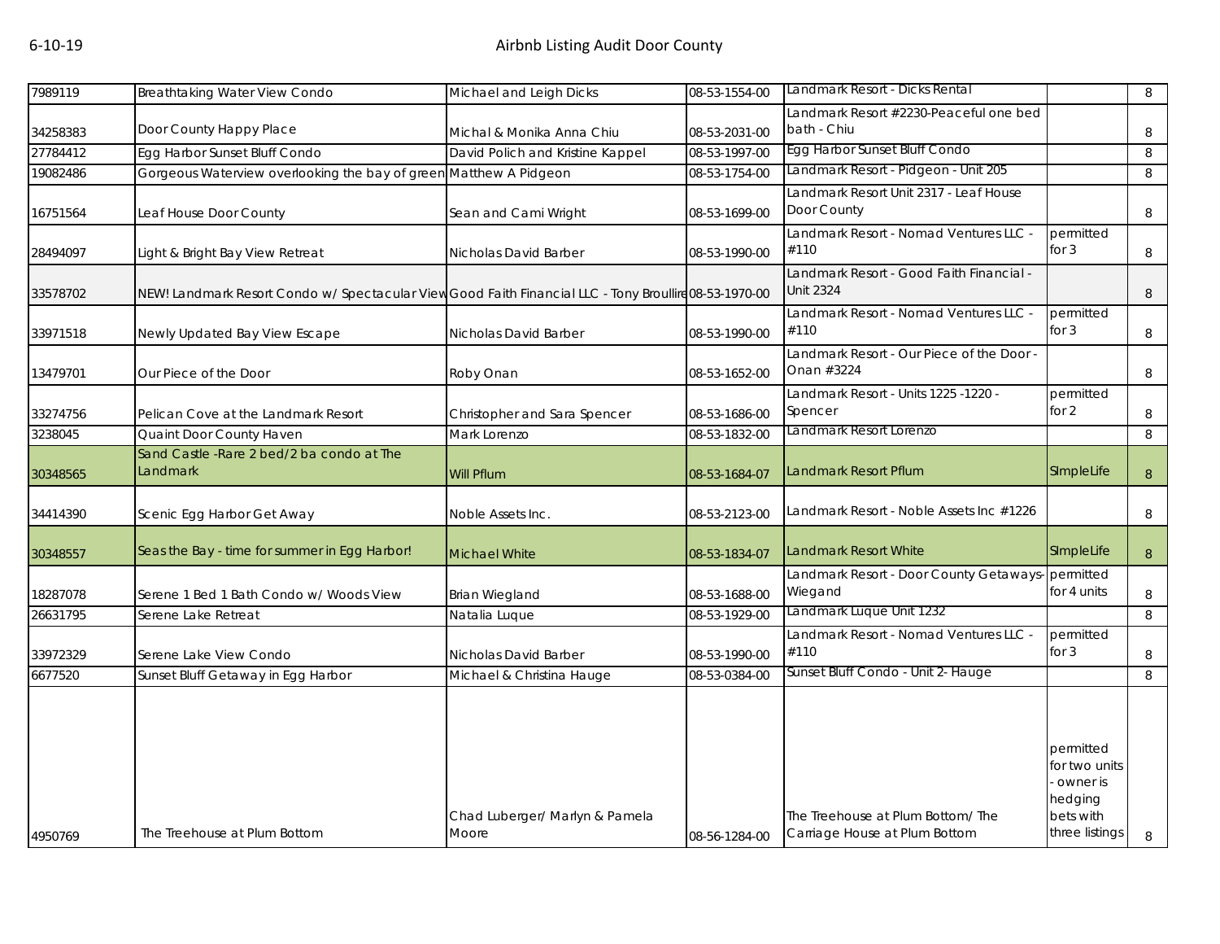| | | | | | | |
|---|---|---|---|---|---|---|
| 7989119 | Breathtaking Water View Condo | Michael and Leigh Dicks | 08-53-1554-00 | Landmark Resort - Dicks Rental | | 8 |
| 34258383 | Door County Happy Place | Michal & Monika Anna Chiu | 08-53-2031-00 | Landmark Resort #2230-Peaceful one bed bath - Chiu | | 8 |
| 27784412 | Egg Harbor Sunset Bluff Condo | David Polich and Kristine Kappel | 08-53-1997-00 | Egg Harbor Sunset Bluff Condo | | 8 |
| 19082486 | Gorgeous Waterview overlooking the bay of green | Matthew A Pidgeon | 08-53-1754-00 | Landmark Resort - Pidgeon - Unit 205 | | 8 |
| 16751564 | Leaf House Door County | Sean and Cami Wright | 08-53-1699-00 | Landmark Resort Unit 2317 - Leaf House Door County | | 8 |
| 28494097 | Light & Bright Bay View Retreat | Nicholas David Barber | 08-53-1990-00 | Landmark Resort - Nomad Ventures LLC - #110 | permitted for 3 | 8 |
| 33578702 | NEW! Landmark Resort Condo w/ Spectacular View | Good Faith Financial LLC - Tony Broullire | 08-53-1970-00 | Landmark Resort - Good Faith Financial - Unit 2324 | | 8 |
| 33971518 | Newly Updated Bay View Escape | Nicholas David Barber | 08-53-1990-00 | Landmark Resort - Nomad Ventures LLC - #110 | permitted for 3 | 8 |
| 13479701 | Our Piece of the Door | Roby Onan | 08-53-1652-00 | Landmark Resort - Our Piece of the Door - Onan #3224 | | 8 |
| 33274756 | Pelican Cove at the Landmark Resort | Christopher and Sara Spencer | 08-53-1686-00 | Landmark Resort - Units 1225 -1220 - Spencer | permitted for 2 | 8 |
| 3238045 | Quaint Door County Haven | Mark Lorenzo | 08-53-1832-00 | Landmark Resort Lorenzo | | 8 |
| 30348565 | Sand Castle -Rare 2 bed/2 ba condo at The Landmark | Will Pflum | 08-53-1684-07 | Landmark Resort Pflum | SImpleLife | 8 |
| 34414390 | Scenic Egg Harbor Get Away | Noble Assets Inc. | 08-53-2123-00 | Landmark Resort - Noble Assets Inc #1226 | | 8 |
| 30348557 | Seas the Bay - time for summer in Egg Harbor! | Michael White | 08-53-1834-07 | Landmark Resort White | SImpleLife | 8 |
| 18287078 | Serene 1 Bed 1 Bath Condo w/ Woods View | Brian Wiegland | 08-53-1688-00 | Landmark Resort - Door County Getaways-Wiegand | permitted for 4 units | 8 |
| 26631795 | Serene Lake Retreat | Natalia Luque | 08-53-1929-00 | Landmark Luque Unit 1232 | | 8 |
| 33972329 | Serene Lake View Condo | Nicholas David Barber | 08-53-1990-00 | Landmark Resort - Nomad Ventures LLC - #110 | permitted for 3 | 8 |
| 6677520 | Sunset Bluff Getaway in Egg Harbor | Michael & Christina Hauge | 08-53-0384-00 | Sunset Bluff Condo - Unit 2- Hauge | | 8 |
| 4950769 | The Treehouse at Plum Bottom | Chad Luberger/ Marlyn & Pamela Moore | 08-56-1284-00 | The Treehouse at Plum Bottom/ The Carriage House at Plum Bottom | permitted for two units - owner is hedging bets with three listings | 8 |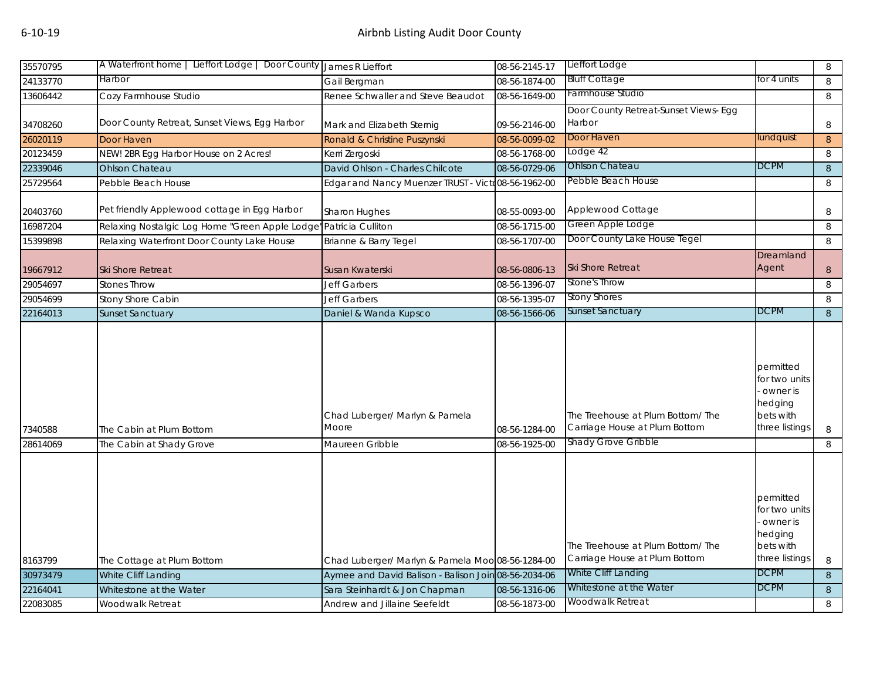| 35570795 | A Waterfront home \| Lieffort Lodge \| Door County | James R Lieffort | 08-56-2145-17 | Lieffort Lodge | | 8 |
|---|---|---|---|---|---|---|
| 24133770 | Harbor | Gail Bergman | 08-56-1874-00 | Bluff Cottage | for 4 units | 8 |
| 13606442 | Cozy Farmhouse Studio | Renee Schwaller and Steve Beaudot | 08-56-1649-00 | Farmhouse Studio | | 8 |
| 34708260 | Door County Retreat, Sunset Views, Egg Harbor | Mark and Elizabeth Sternig | 09-56-2146-00 | Door County Retreat-Sunset Views- Egg Harbor | | 8 |
| 26020119 | Door Haven | Ronald & Christine Puszynski | 08-56-0099-02 | Door Haven | lundquist | 8 |
| 20123459 | NEW! 2BR Egg Harbor House on 2 Acres! | Kerri Zergoski | 08-56-1768-00 | Lodge 42 | | 8 |
| 22339046 | Ohlson Chateau | David Ohlson - Charles Chilcote | 08-56-0729-06 | Ohlson Chateau | DCPM | 8 |
| 25729564 | Pebble Beach House | Edgar and Nancy Muenzer TRUST - Victo | 08-56-1962-00 | Pebble Beach House | | 8 |
| 20403760 | Pet friendly Applewood cottage in Egg Harbor | Sharon Hughes | 08-55-0093-00 | Applewood Cottage | | 8 |
| 16987204 | Relaxing Nostalgic Log Home "Green Apple Lodge" | Patricia Culliton | 08-56-1715-00 | Green Apple Lodge | | 8 |
| 15399898 | Relaxing Waterfront Door County Lake House | Brianne & Barry Tegel | 08-56-1707-00 | Door County Lake House Tegel | | 8 |
| 19667912 | Ski Shore Retreat | Susan Kwaterski | 08-56-0806-13 | Ski Shore Retreat | Dreamland Agent | 8 |
| 29054697 | Stones Throw | Jeff Garbers | 08-56-1396-07 | Stone's Throw | | 8 |
| 29054699 | Stony Shore Cabin | Jeff Garbers | 08-56-1395-07 | Stony Shores | | 8 |
| 22164013 | Sunset Sanctuary | Daniel & Wanda Kupsco | 08-56-1566-06 | Sunset Sanctuary | DCPM | 8 |
| 7340588 | The Cabin at Plum Bottom | Chad Luberger/ Marlyn & Pamela Moore | 08-56-1284-00 | The Treehouse at Plum Bottom/ The Carriage House at Plum Bottom | permitted for two units - owner is hedging bets with three listings | 8 |
| 28614069 | The Cabin at Shady Grove | Maureen Gribble | 08-56-1925-00 | Shady Grove Gribble | | 8 |
| 8163799 | The Cottage at Plum Bottom | Chad Luberger/ Marlyn & Pamela Moo | 08-56-1284-00 | The Treehouse at Plum Bottom/ The Carriage House at Plum Bottom | permitted for two units - owner is hedging bets with three listings | 8 |
| 30973479 | White Cliff Landing | Aymee and David Balison - Balison Join | 08-56-2034-06 | White Cliff Landing | DCPM | 8 |
| 22164041 | Whitestone at the Water | Sara Steinhardt & Jon Chapman | 08-56-1316-06 | Whitestone at the Water | DCPM | 8 |
| 22083085 | Woodwalk Retreat | Andrew and Jillaine Seefeldt | 08-56-1873-00 | Woodwalk Retreat | | 8 |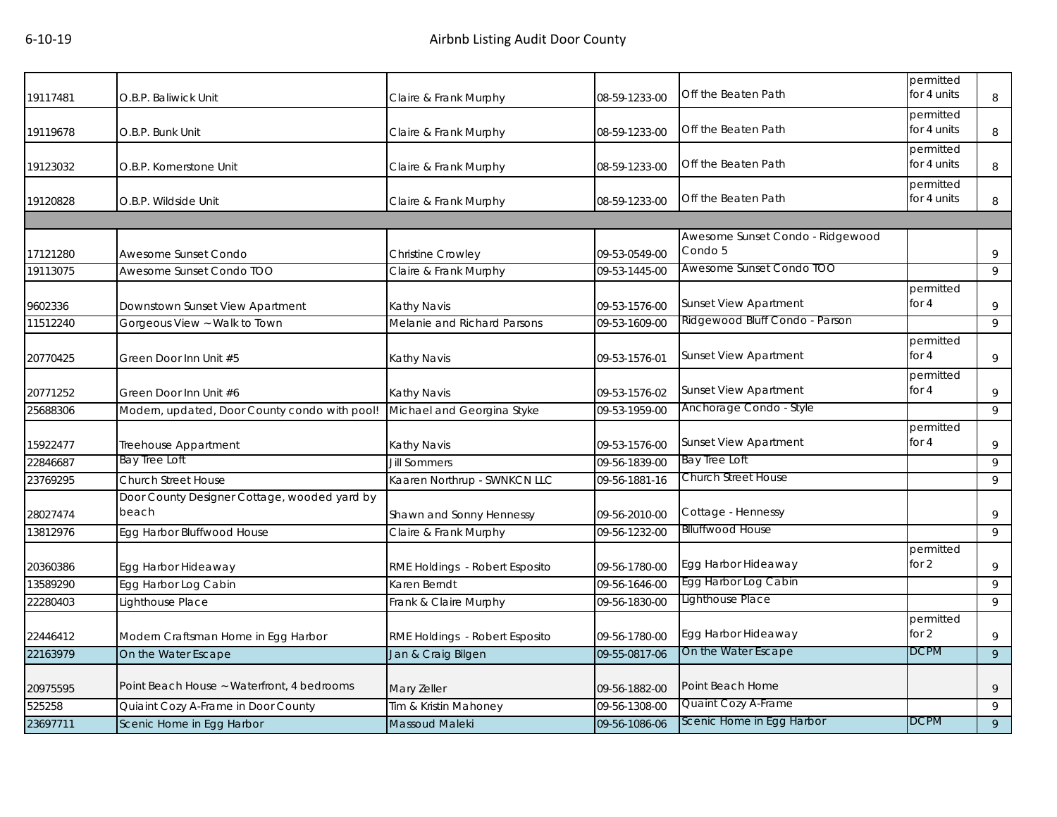| | | | | | | |
|---|---|---|---|---|---|---|
| 19117481 | O.B.P. Baliwick Unit | Claire & Frank Murphy | 08-59-1233-00 | Off the Beaten Path | permitted for 4 units | 8 |
| 19119678 | O.B.P. Bunk Unit | Claire & Frank Murphy | 08-59-1233-00 | Off the Beaten Path | permitted for 4 units | 8 |
| 19123032 | O.B.P. Kornerstone Unit | Claire & Frank Murphy | 08-59-1233-00 | Off the Beaten Path | permitted for 4 units | 8 |
| 19120828 | O.B.P. Wildside Unit | Claire & Frank Murphy | 08-59-1233-00 | Off the Beaten Path | permitted for 4 units | 8 |
| | | | | | | |
| 17121280 | Awesome Sunset Condo | Christine Crowley | 09-53-0549-00 | Awesome Sunset Condo - Ridgewood Condo 5 | | 9 |
| 19113075 | Awesome Sunset Condo TOO | Claire & Frank Murphy | 09-53-1445-00 | Awesome Sunset Condo TOO | | 9 |
| 9602336 | Downstown Sunset View Apartment | Kathy Navis | 09-53-1576-00 | Sunset View Apartment | permitted for 4 | 9 |
| 11512240 | Gorgeous View ~ Walk to Town | Melanie and Richard Parsons | 09-53-1609-00 | Ridgewood Bluff Condo - Parson | | 9 |
| 20770425 | Green Door Inn Unit #5 | Kathy Navis | 09-53-1576-01 | Sunset View Apartment | permitted for 4 | 9 |
| 20771252 | Green Door Inn Unit #6 | Kathy Navis | 09-53-1576-02 | Sunset View Apartment | permitted for 4 | 9 |
| 25688306 | Modern, updated, Door County condo with pool! | Michael and Georgina Styke | 09-53-1959-00 | Anchorage Condo - Style | | 9 |
| 15922477 | Treehouse Appartment | Kathy Navis | 09-53-1576-00 | Sunset View Apartment | permitted for 4 | 9 |
| 22846687 | Bay Tree Loft | Jill Sommers | 09-56-1839-00 | Bay Tree Loft | | 9 |
| 23769295 | Church Street House | Kaaren Northrup - SWNKCN LLC | 09-56-1881-16 | Church Street House | | 9 |
| 28027474 | Door County Designer Cottage, wooded yard by beach | Shawn and Sonny Hennessy | 09-56-2010-00 | Cottage - Hennessy | | 9 |
| 13812976 | Egg Harbor Bluffwood House | Claire & Frank Murphy | 09-56-1232-00 | Blluffwood House | | 9 |
| 20360386 | Egg Harbor Hideaway | RME Holdings - Robert Esposito | 09-56-1780-00 | Egg Harbor Hideaway | permitted for 2 | 9 |
| 13589290 | Egg Harbor Log Cabin | Karen Berndt | 09-56-1646-00 | Egg Harbor Log Cabin | | 9 |
| 22280403 | Lighthouse Place | Frank & Claire Murphy | 09-56-1830-00 | Lighthouse Place | | 9 |
| 22446412 | Modern Craftsman Home in Egg Harbor | RME Holdings - Robert Esposito | 09-56-1780-00 | Egg Harbor Hideaway | permitted for 2 | 9 |
| 22163979 | On the Water Escape | Jan & Craig Bilgen | 09-55-0817-06 | On the Water Escape | DCPM | 9 |
| 20975595 | Point Beach House ~ Waterfront, 4 bedrooms | Mary Zeller | 09-56-1882-00 | Point Beach Home | | 9 |
| 525258 | Quiaint Cozy A-Frame in Door County | Tim & Kristin Mahoney | 09-56-1308-00 | Quaint Cozy A-Frame | | 9 |
| 23697711 | Scenic Home in Egg Harbor | Massoud Maleki | 09-56-1086-06 | Scenic Home in Egg Harbor | DCPM | 9 |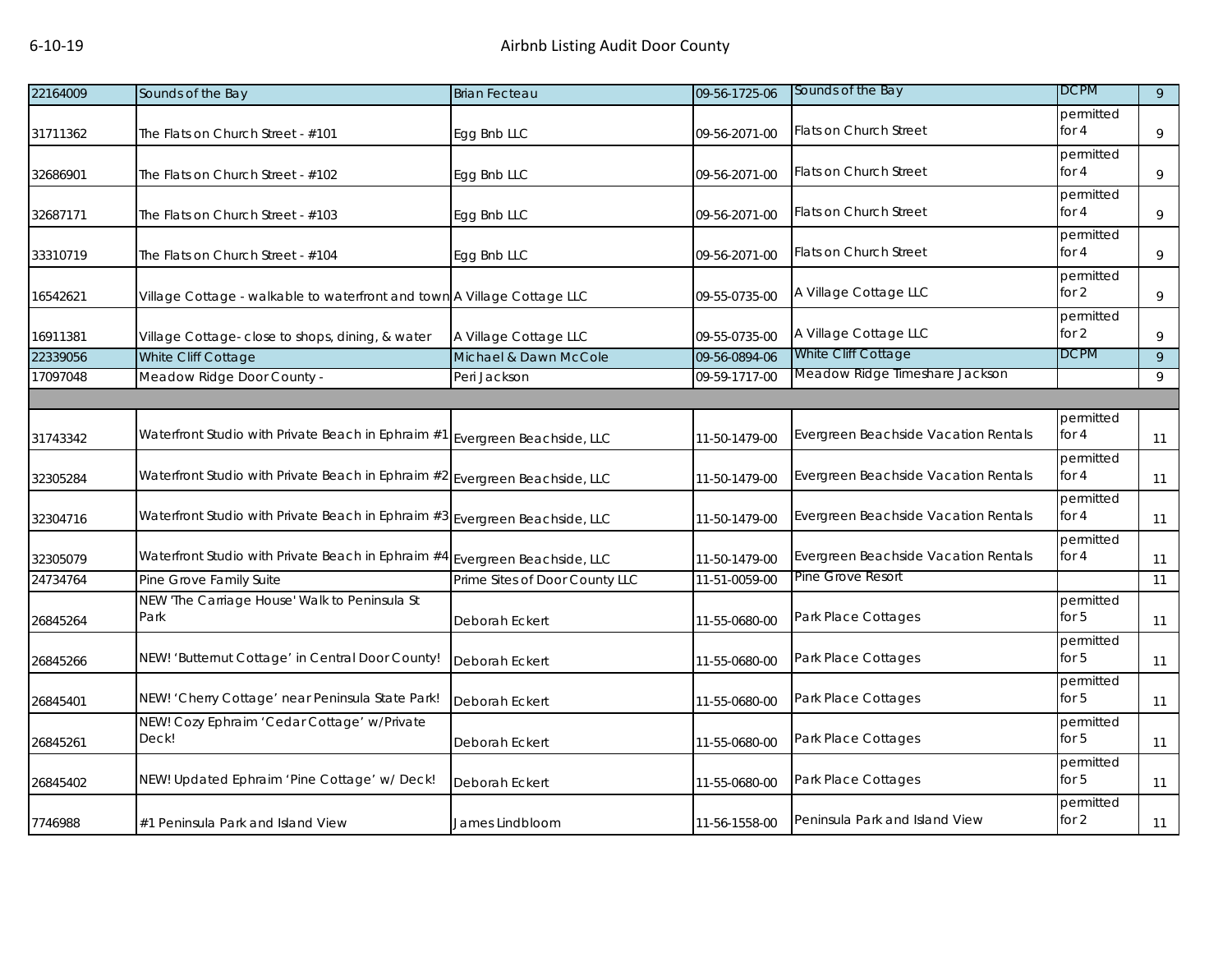| | | | | | | |
|---|---|---|---|---|---|---|
| 22164009 | Sounds of the Bay | Brian Fecteau | 09-56-1725-06 | Sounds of the Bay | DCPM | 9 |
| 31711362 | The Flats on Church Street - #101 | Egg Bnb LLC | 09-56-2071-00 | Flats on Church Street | permitted for 4 | 9 |
| 32686901 | The Flats on Church Street - #102 | Egg Bnb LLC | 09-56-2071-00 | Flats on Church Street | permitted for 4 | 9 |
| 32687171 | The Flats on Church Street - #103 | Egg Bnb LLC | 09-56-2071-00 | Flats on Church Street | permitted for 4 | 9 |
| 33310719 | The Flats on Church Street - #104 | Egg Bnb LLC | 09-56-2071-00 | Flats on Church Street | permitted for 4 | 9 |
| 16542621 | Village Cottage - walkable to waterfront and town | A Village Cottage LLC | 09-55-0735-00 | A Village Cottage LLC | permitted for 2 | 9 |
| 16911381 | Village Cottage- close to shops, dining, & water | A Village Cottage LLC | 09-55-0735-00 | A Village Cottage LLC | permitted for 2 | 9 |
| 22339056 | White Cliff Cottage | Michael & Dawn McCole | 09-56-0894-06 | White Cliff Cottage | DCPM | 9 |
| 17097048 | Meadow Ridge Door County - | Peri Jackson | 09-59-1717-00 | Meadow Ridge Timeshare Jackson | | 9 |
| | | | | | | |
| 31743342 | Waterfront Studio with Private Beach in Ephraim #1 | Evergreen Beachside, LLC | 11-50-1479-00 | Evergreen Beachside Vacation Rentals | permitted for 4 | 11 |
| 32305284 | Waterfront Studio with Private Beach in Ephraim #2 | Evergreen Beachside, LLC | 11-50-1479-00 | Evergreen Beachside Vacation Rentals | permitted for 4 | 11 |
| 32304716 | Waterfront Studio with Private Beach in Ephraim #3 | Evergreen Beachside, LLC | 11-50-1479-00 | Evergreen Beachside Vacation Rentals | permitted for 4 | 11 |
| 32305079 | Waterfront Studio with Private Beach in Ephraim #4 | Evergreen Beachside, LLC | 11-50-1479-00 | Evergreen Beachside Vacation Rentals | permitted for 4 | 11 |
| 24734764 | Pine Grove Family Suite | Prime Sites of Door County LLC | 11-51-0059-00 | Pine Grove Resort | | 11 |
| 26845264 | NEW 'The Carriage House' Walk to Peninsula St Park | Deborah Eckert | 11-55-0680-00 | Park Place Cottages | permitted for 5 | 11 |
| 26845266 | NEW! 'Butternut Cottage' in Central Door County! | Deborah Eckert | 11-55-0680-00 | Park Place Cottages | permitted for 5 | 11 |
| 26845401 | NEW! 'Cherry Cottage' near Peninsula State Park! | Deborah Eckert | 11-55-0680-00 | Park Place Cottages | permitted for 5 | 11 |
| 26845261 | NEW! Cozy Ephraim 'Cedar Cottage' w/Private Deck! | Deborah Eckert | 11-55-0680-00 | Park Place Cottages | permitted for 5 | 11 |
| 26845402 | NEW! Updated Ephraim 'Pine Cottage' w/ Deck! | Deborah Eckert | 11-55-0680-00 | Park Place Cottages | permitted for 5 | 11 |
| 7746988 | #1 Peninsula Park and Island View | James Lindbloom | 11-56-1558-00 | Peninsula Park and Island View | permitted for 2 | 11 |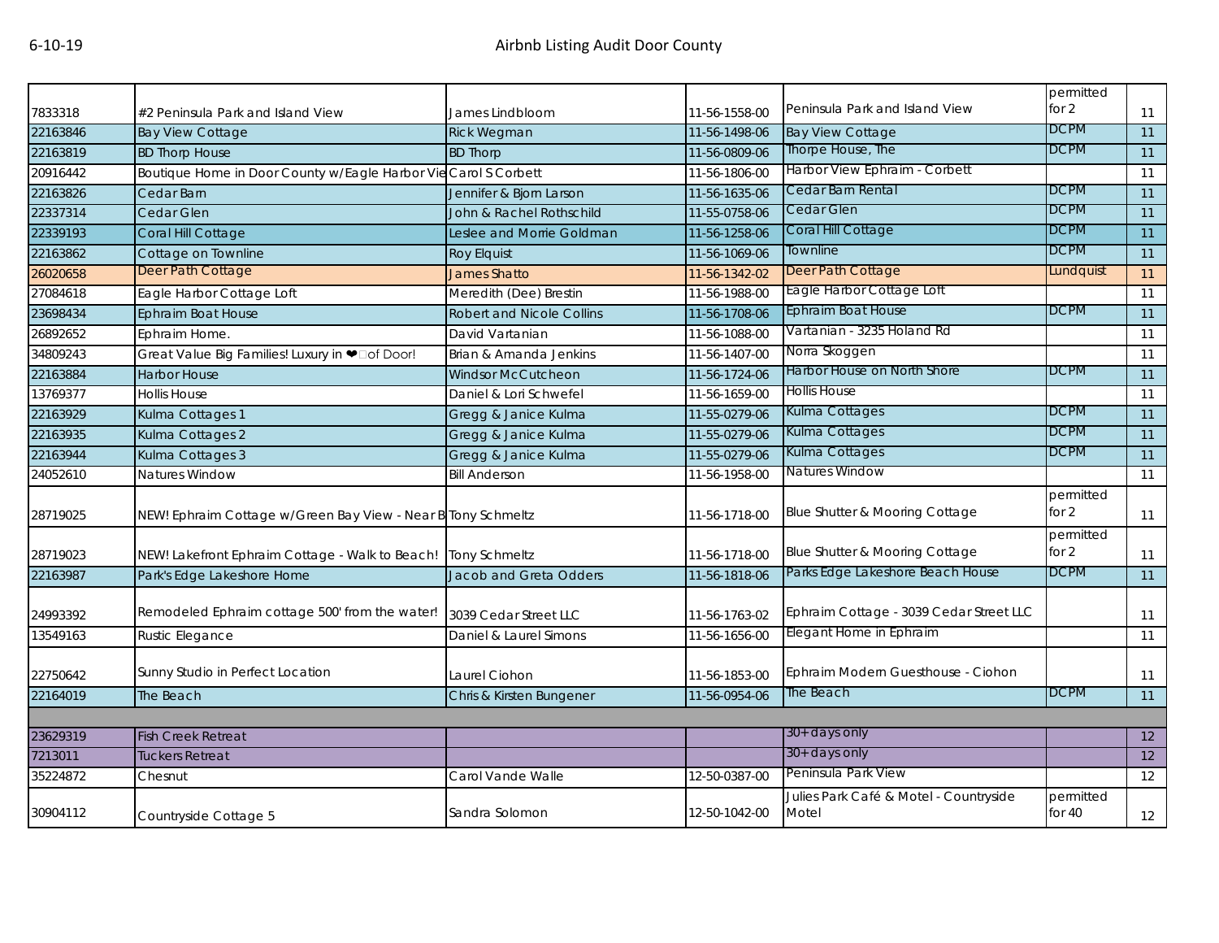| | | | | | | |
|---|---|---|---|---|---|---|
| 7833318 | #2 Peninsula Park and Island View | James Lindbloom | 11-56-1558-00 | Peninsula Park and Island View | permitted for 2 | 11 |
| 22163846 | Bay View Cottage | Rick Wegman | 11-56-1498-06 | Bay View Cottage | DCPM | 11 |
| 22163819 | BD Thorp House | BD Thorp | 11-56-0809-06 | Thorpe House, The | DCPM | 11 |
| 20916442 | Boutique Home in Door County w/Eagle Harbor Vie | Carol S Corbett | 11-56-1806-00 | Harbor View Ephraim - Corbett | | 11 |
| 22163826 | Cedar Barn | Jennifer & Bjorn Larson | 11-56-1635-06 | Cedar Barn Rental | DCPM | 11 |
| 22337314 | Cedar Glen | John & Rachel Rothschild | 11-55-0758-06 | Cedar Glen | DCPM | 11 |
| 22339193 | Coral Hill Cottage | Leslee and Morrie Goldman | 11-56-1258-06 | Coral Hill Cottage | DCPM | 11 |
| 22163862 | Cottage on Townline | Roy Elquist | 11-56-1069-06 | Townline | DCPM | 11 |
| 26020658 | Deer Path Cottage | James Shatto | 11-56-1342-02 | Deer Path Cottage | Lundquist | 11 |
| 27084618 | Eagle Harbor Cottage Loft | Meredith (Dee) Brestin | 11-56-1988-00 | Eagle Harbor Cottage Loft | | 11 |
| 23698434 | Ephraim Boat House | Robert and Nicole Collins | 11-56-1708-06 | Ephraim Boat House | DCPM | 11 |
| 26892652 | Ephraim Home. | David Vartanian | 11-56-1088-00 | Vartanian - 3235 Holand Rd | | 11 |
| 34809243 | Great Value Big Families! Luxury in ❤ of Door! | Brian & Amanda Jenkins | 11-56-1407-00 | Norra Skoggen | | 11 |
| 22163884 | Harbor House | Windsor McCutcheon | 11-56-1724-06 | Harbor House on North Shore | DCPM | 11 |
| 13769377 | Hollis House | Daniel & Lori Schwefel | 11-56-1659-00 | Hollis House | | 11 |
| 22163929 | Kulma Cottages 1 | Gregg & Janice Kulma | 11-55-0279-06 | Kulma Cottages | DCPM | 11 |
| 22163935 | Kulma Cottages 2 | Gregg & Janice Kulma | 11-55-0279-06 | Kulma Cottages | DCPM | 11 |
| 22163944 | Kulma Cottages 3 | Gregg & Janice Kulma | 11-55-0279-06 | Kulma Cottages | DCPM | 11 |
| 24052610 | Natures Window | Bill Anderson | 11-56-1958-00 | Natures Window | | 11 |
| 28719025 | NEW! Ephraim Cottage w/Green Bay View - Near B | Tony Schmeltz | 11-56-1718-00 | Blue Shutter & Mooring Cottage | permitted for 2 | 11 |
| 28719023 | NEW! Lakefront Ephraim Cottage - Walk to Beach! | Tony Schmeltz | 11-56-1718-00 | Blue Shutter & Mooring Cottage | permitted for 2 | 11 |
| 22163987 | Park's Edge Lakeshore Home | Jacob and Greta Odders | 11-56-1818-06 | Parks Edge Lakeshore Beach House | DCPM | 11 |
| 24993392 | Remodeled Ephraim cottage 500' from the water! | 3039 Cedar Street LLC | 11-56-1763-02 | Ephraim Cottage - 3039 Cedar Street LLC | | 11 |
| 13549163 | Rustic Elegance | Daniel & Laurel Simons | 11-56-1656-00 | Elegant Home in Ephraim | | 11 |
| 22750642 | Sunny Studio in Perfect Location | Laurel Ciohon | 11-56-1853-00 | Ephraim Modern Guesthouse - Ciohon | | 11 |
| 22164019 | The Beach | Chris & Kirsten Bungener | 11-56-0954-06 | The Beach | DCPM | 11 |
| | | | | | | |
| 23629319 | Fish Creek Retreat | | | 30+ days only | | 12 |
| 7213011 | Tuckers Retreat | | | 30+ days only | | 12 |
| 35224872 | Chesnut | Carol Vande Walle | 12-50-0387-00 | Peninsula Park View | | 12 |
| 30904112 | Countryside Cottage 5 | Sandra Solomon | 12-50-1042-00 | Julies Park Café & Motel - Countryside Motel | permitted for 40 | 12 |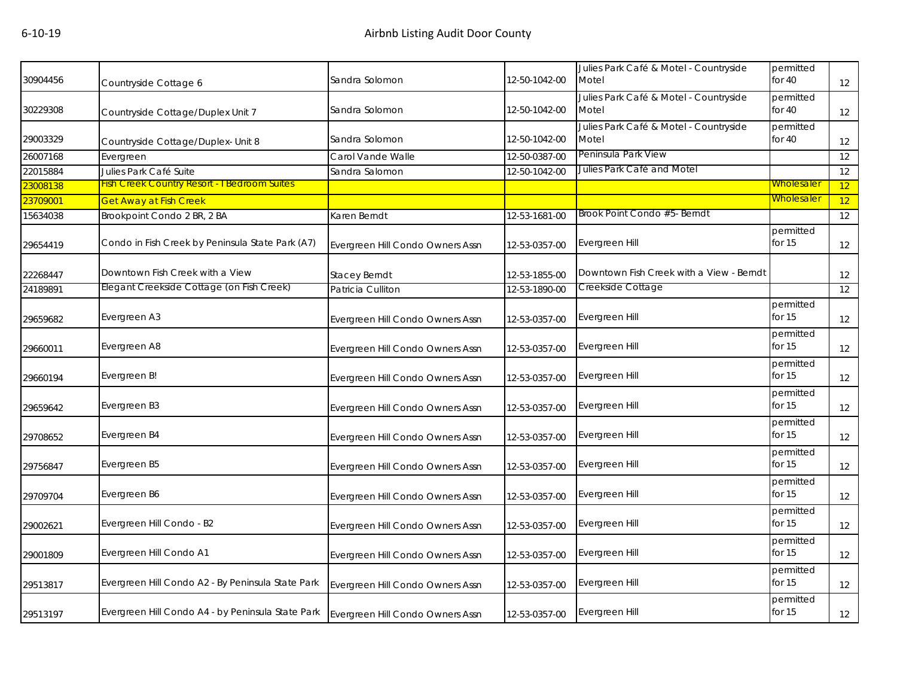| | | | | | | |
|---|---|---|---|---|---|---|
| 30904456 | Countryside Cottage 6 | Sandra Solomon | 12-50-1042-00 | Julies Park Café & Motel - Countryside Motel | permitted for 40 | 12 |
| 30229308 | Countryside Cottage/Duplex Unit 7 | Sandra Solomon | 12-50-1042-00 | Julies Park Café & Motel - Countryside Motel | permitted for 40 | 12 |
| 29003329 | Countryside Cottage/Duplex- Unit 8 | Sandra Solomon | 12-50-1042-00 | Julies Park Café & Motel - Countryside Motel | permitted for 40 | 12 |
| 26007168 | Evergreen | Carol Vande Walle | 12-50-0387-00 | Peninsula Park View | | 12 |
| 22015884 | Julies Park Café Suite | Sandra Salomon | 12-50-1042-00 | Julies Park Café and Motel | | 12 |
| 23008138 | Fish Creek Country Resort - I Bedroom Suites | | | | Wholesaler | 12 |
| 23709001 | Get Away at Fish Creek | | | | Wholesaler | 12 |
| 15634038 | Brookpoint Condo 2 BR, 2 BA | Karen Berndt | 12-53-1681-00 | Brook Point Condo #5- Berndt | | 12 |
| 29654419 | Condo in Fish Creek by Peninsula State Park (A7) | Evergreen Hill Condo Owners Assn | 12-53-0357-00 | Evergreen Hill | permitted for 15 | 12 |
| 22268447 | Downtown Fish Creek with a View | Stacey Berndt | 12-53-1855-00 | Downtown Fish Creek with a View - Berndt | | 12 |
| 24189891 | Elegant Creekside Cottage (on Fish Creek) | Patricia Culliton | 12-53-1890-00 | Creekside Cottage | | 12 |
| 29659682 | Evergreen A3 | Evergreen Hill Condo Owners Assn | 12-53-0357-00 | Evergreen Hill | permitted for 15 | 12 |
| 29660011 | Evergreen A8 | Evergreen Hill Condo Owners Assn | 12-53-0357-00 | Evergreen Hill | permitted for 15 | 12 |
| 29660194 | Evergreen B! | Evergreen Hill Condo Owners Assn | 12-53-0357-00 | Evergreen Hill | permitted for 15 | 12 |
| 29659642 | Evergreen B3 | Evergreen Hill Condo Owners Assn | 12-53-0357-00 | Evergreen Hill | permitted for 15 | 12 |
| 29708652 | Evergreen B4 | Evergreen Hill Condo Owners Assn | 12-53-0357-00 | Evergreen Hill | permitted for 15 | 12 |
| 29756847 | Evergreen B5 | Evergreen Hill Condo Owners Assn | 12-53-0357-00 | Evergreen Hill | permitted for 15 | 12 |
| 29709704 | Evergreen B6 | Evergreen Hill Condo Owners Assn | 12-53-0357-00 | Evergreen Hill | permitted for 15 | 12 |
| 29002621 | Evergreen Hill Condo - B2 | Evergreen Hill Condo Owners Assn | 12-53-0357-00 | Evergreen Hill | permitted for 15 | 12 |
| 29001809 | Evergreen Hill Condo A1 | Evergreen Hill Condo Owners Assn | 12-53-0357-00 | Evergreen Hill | permitted for 15 | 12 |
| 29513817 | Evergreen Hill Condo A2 - By Peninsula State Park | Evergreen Hill Condo Owners Assn | 12-53-0357-00 | Evergreen Hill | permitted for 15 | 12 |
| 29513197 | Evergreen Hill Condo A4 - by Peninsula State Park | Evergreen Hill Condo Owners Assn | 12-53-0357-00 | Evergreen Hill | permitted for 15 | 12 |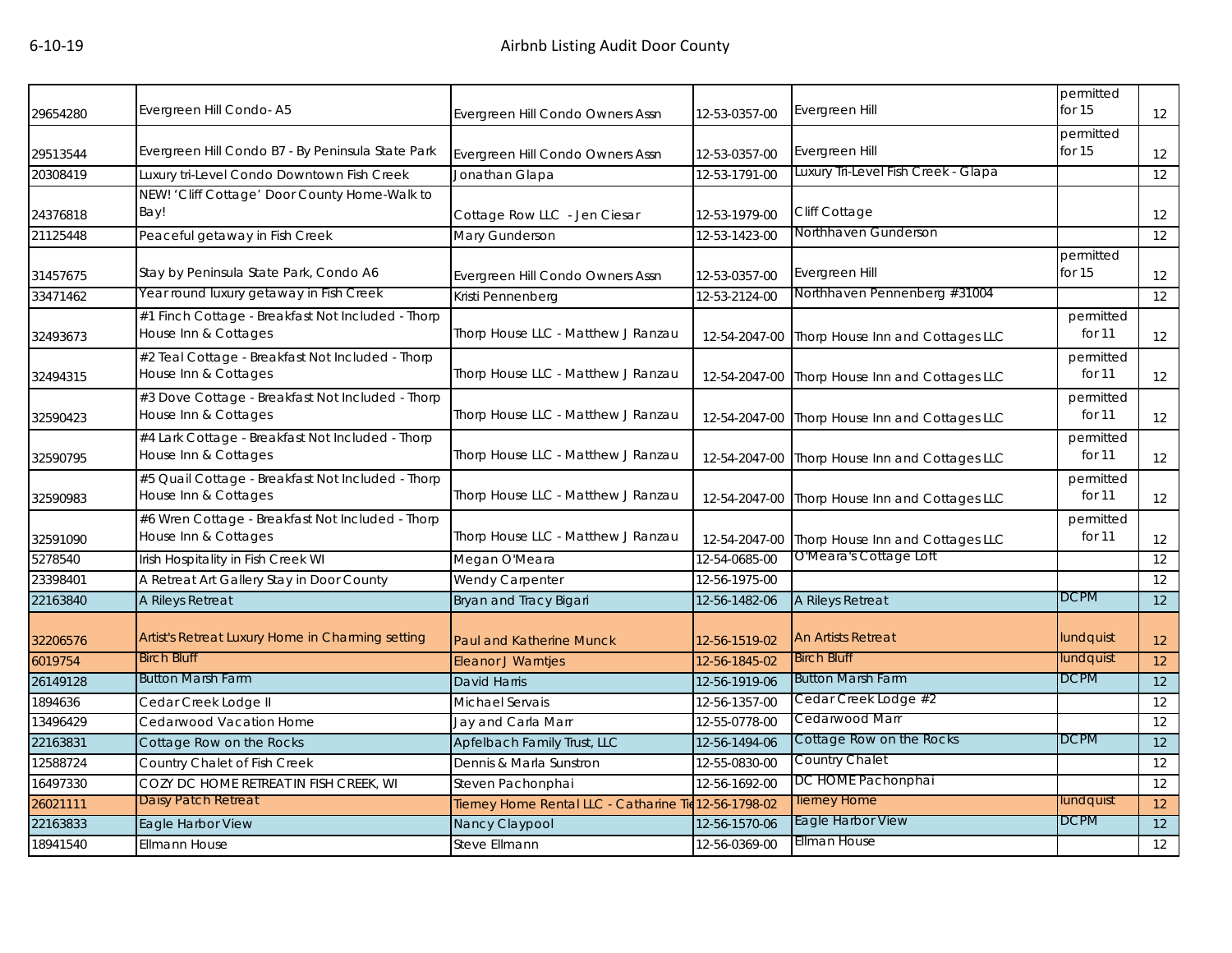| | | | | | | |
|---|---|---|---|---|---|---|
| 29654280 | Evergreen Hill Condo- A5 | Evergreen Hill Condo Owners Assn | 12-53-0357-00 | Evergreen Hill | permitted for 15 | 12 |
| 29513544 | Evergreen Hill Condo B7 - By Peninsula State Park | Evergreen Hill Condo Owners Assn | 12-53-0357-00 | Evergreen Hill | permitted for 15 | 12 |
| 20308419 | Luxury tri-Level Condo Downtown Fish Creek | Jonathan Glapa | 12-53-1791-00 | Luxury Tri-Level Fish Creek - Glapa | | 12 |
| 24376818 | NEW! 'Cliff Cottage' Door County Home-Walk to Bay! | Cottage Row LLC - Jen Ciesar | 12-53-1979-00 | Cliff Cottage | | 12 |
| 21125448 | Peaceful getaway in Fish Creek | Mary Gunderson | 12-53-1423-00 | Northhaven Gunderson | | 12 |
| 31457675 | Stay by Peninsula State Park, Condo A6 | Evergreen Hill Condo Owners Assn | 12-53-0357-00 | Evergreen Hill | permitted for 15 | 12 |
| 33471462 | Year round luxury getaway in Fish Creek | Kristi Pennenberg | 12-53-2124-00 | Northhaven Pennenberg #31004 | | 12 |
| 32493673 | #1 Finch Cottage - Breakfast Not Included - Thorp House Inn & Cottages | Thorp House LLC - Matthew J Ranzau | 12-54-2047-00 | Thorp House Inn and Cottages LLC | permitted for 11 | 12 |
| 32494315 | #2 Teal Cottage - Breakfast Not Included - Thorp House Inn & Cottages | Thorp House LLC - Matthew J Ranzau | 12-54-2047-00 | Thorp House Inn and Cottages LLC | permitted for 11 | 12 |
| 32590423 | #3 Dove Cottage - Breakfast Not Included - Thorp House Inn & Cottages | Thorp House LLC - Matthew J Ranzau | 12-54-2047-00 | Thorp House Inn and Cottages LLC | permitted for 11 | 12 |
| 32590795 | #4 Lark Cottage - Breakfast Not Included - Thorp House Inn & Cottages | Thorp House LLC - Matthew J Ranzau | 12-54-2047-00 | Thorp House Inn and Cottages LLC | permitted for 11 | 12 |
| 32590983 | #5 Quail Cottage - Breakfast Not Included - Thorp House Inn & Cottages | Thorp House LLC - Matthew J Ranzau | 12-54-2047-00 | Thorp House Inn and Cottages LLC | permitted for 11 | 12 |
| 32591090 | #6 Wren Cottage - Breakfast Not Included - Thorp House Inn & Cottages | Thorp House LLC - Matthew J Ranzau | 12-54-2047-00 | Thorp House Inn and Cottages LLC | permitted for 11 | 12 |
| 5278540 | Irish Hospitality in Fish Creek WI | Megan O'Meara | 12-54-0685-00 | O'Meara's Cottage Loft | | 12 |
| 23398401 | A Retreat Art Gallery Stay in Door County | Wendy Carpenter | 12-56-1975-00 | | | 12 |
| 22163840 | A Rileys Retreat | Bryan and Tracy Bigari | 12-56-1482-06 | A Rileys Retreat | DCPM | 12 |
| 32206576 | Artist's Retreat Luxury Home in Charming setting | Paul and Katherine Munck | 12-56-1519-02 | An Artists Retreat | lundquist | 12 |
| 6019754 | Birch Bluff | Eleanor J Warntjes | 12-56-1845-02 | Birch Bluff | lundquist | 12 |
| 26149128 | Button Marsh Farm | David Harris | 12-56-1919-06 | Button Marsh Farm | DCPM | 12 |
| 1894636 | Cedar Creek Lodge II | Michael Servais | 12-56-1357-00 | Cedar Creek Lodge #2 | | 12 |
| 13496429 | Cedarwood Vacation Home | Jay and Carla Marr | 12-55-0778-00 | Cedarwood Marr | | 12 |
| 22163831 | Cottage Row on the Rocks | Apfelbach Family Trust, LLC | 12-56-1494-06 | Cottage Row on the Rocks | DCPM | 12 |
| 12588724 | Country Chalet of Fish Creek | Dennis & Marla Sunstron | 12-55-0830-00 | Country Chalet | | 12 |
| 16497330 | COZY DC HOME RETREAT IN FISH CREEK, WI | Steven Pachonphai | 12-56-1692-00 | DC HOME Pachonphai | | 12 |
| 26021111 | Daisy Patch Retreat | Tierney Home Rental LLC - Catharine Tie | 12-56-1798-02 | Tierney Home | lundquist | 12 |
| 22163833 | Eagle Harbor View | Nancy Claypool | 12-56-1570-06 | Eagle Harbor View | DCPM | 12 |
| 18941540 | Ellmann House | Steve Ellmann | 12-56-0369-00 | Ellman House | | 12 |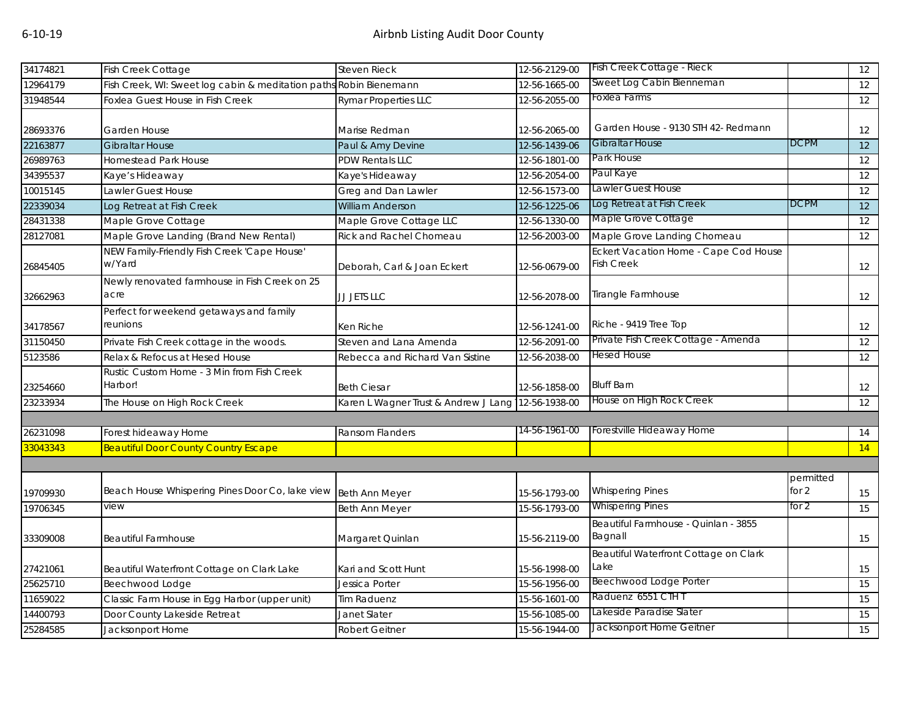# Airbnb Listing Audit Door County

6-10-19

| | | | | | | |
|---|---|---|---|---|---|---|
| 34174821 | Fish Creek Cottage | Steven Rieck | 12-56-2129-00 | Fish Creek Cottage - Rieck | | 12 |
| 12964179 | Fish Creek, WI: Sweet log cabin & meditation paths | Robin Bienemann | 12-56-1665-00 | Sweet Log Cabin Bienneman | | 12 |
| 31948544 | Foxlea Guest House in Fish Creek | Rymar Properties LLC | 12-56-2055-00 | Foxlea Farms | | 12 |
| 28693376 | Garden House | Marise Redman | 12-56-2065-00 | Garden House - 9130 STH 42- Redmann | | 12 |
| 22163877 | Gibraltar House | Paul & Amy Devine | 12-56-1439-06 | Gibraltar House | DCPM | 12 |
| 26989763 | Homestead Park House | PDW Rentals LLC | 12-56-1801-00 | Park House | | 12 |
| 34395537 | Kaye's Hideaway | Kaye's Hideaway | 12-56-2054-00 | Paul Kaye | | 12 |
| 10015145 | Lawler Guest House | Greg and Dan Lawler | 12-56-1573-00 | Lawler Guest House | | 12 |
| 22339034 | Log Retreat at Fish Creek | William Anderson | 12-56-1225-06 | Log Retreat at Fish Creek | DCPM | 12 |
| 28431338 | Maple Grove Cottage | Maple Grove Cottage LLC | 12-56-1330-00 | Maple Grove Cottage | | 12 |
| 28127081 | Maple Grove Landing (Brand New Rental) | Rick and Rachel Chomeau | 12-56-2003-00 | Maple Grove Landing Chomeau | | 12 |
| 26845405 | NEW Family-Friendly Fish Creek 'Cape House' w/Yard | Deborah, Carl & Joan Eckert | 12-56-0679-00 | Eckert Vacation Home - Cape Cod House Fish Creek | | 12 |
| 32662963 | Newly renovated farmhouse in Fish Creek on 25 acre | JJ JETS LLC | 12-56-2078-00 | Tirangle Farmhouse | | 12 |
| 34178567 | Perfect for weekend getaways and family reunions | Ken Riche | 12-56-1241-00 | Riche - 9419 Tree Top | | 12 |
| 31150450 | Private Fish Creek cottage in the woods. | Steven and Lana Amenda | 12-56-2091-00 | Private Fish Creek Cottage - Amenda | | 12 |
| 5123586 | Relax & Refocus at Hesed House | Rebecca and Richard Van Sistine | 12-56-2038-00 | Hesed House | | 12 |
| 23254660 | Rustic Custom Home - 3 Min from Fish Creek Harbor! | Beth Ciesar | 12-56-1858-00 | Bluff Barn | | 12 |
| 23233934 | The House on High Rock Creek | Karen L Wagner Trust & Andrew J Lang | 12-56-1938-00 | House on High Rock Creek | | 12 |
| | | | | | | |
| 26231098 | Forest hideaway Home | Ransom Flanders | 14-56-1961-00 | Forestville Hideaway Home | | 14 |
| 33043343 | Beautiful Door County Country Escape | | | | | 14 |
| | | | | | | |
| 19709930 | Beach House Whispering Pines Door Co, lake view | Beth Ann Meyer | 15-56-1793-00 | Whispering Pines | permitted for 2 | 15 |
| 19706345 | view | Beth Ann Meyer | 15-56-1793-00 | Whispering Pines | for 2 | 15 |
| 33309008 | Beautiful Farmhouse | Margaret Quinlan | 15-56-2119-00 | Beautiful Farmhouse - Quinlan - 3855 Bagnall | | 15 |
| 27421061 | Beautiful Waterfront Cottage on Clark Lake | Kari and Scott Hunt | 15-56-1998-00 | Beautiful Waterfront Cottage on Clark Lake | | 15 |
| 25625710 | Beechwood Lodge | Jessica Porter | 15-56-1956-00 | Beechwood Lodge Porter | | 15 |
| 11659022 | Classic Farm House in Egg Harbor (upper unit) | Tim Raduenz | 15-56-1601-00 | Raduenz 6551 CTH T | | 15 |
| 14400793 | Door County Lakeside Retreat | Janet Slater | 15-56-1085-00 | Lakeside Paradise Slater | | 15 |
| 25284585 | Jacksonport Home | Robert Geitner | 15-56-1944-00 | Jacksonport Home Geitner | | 15 |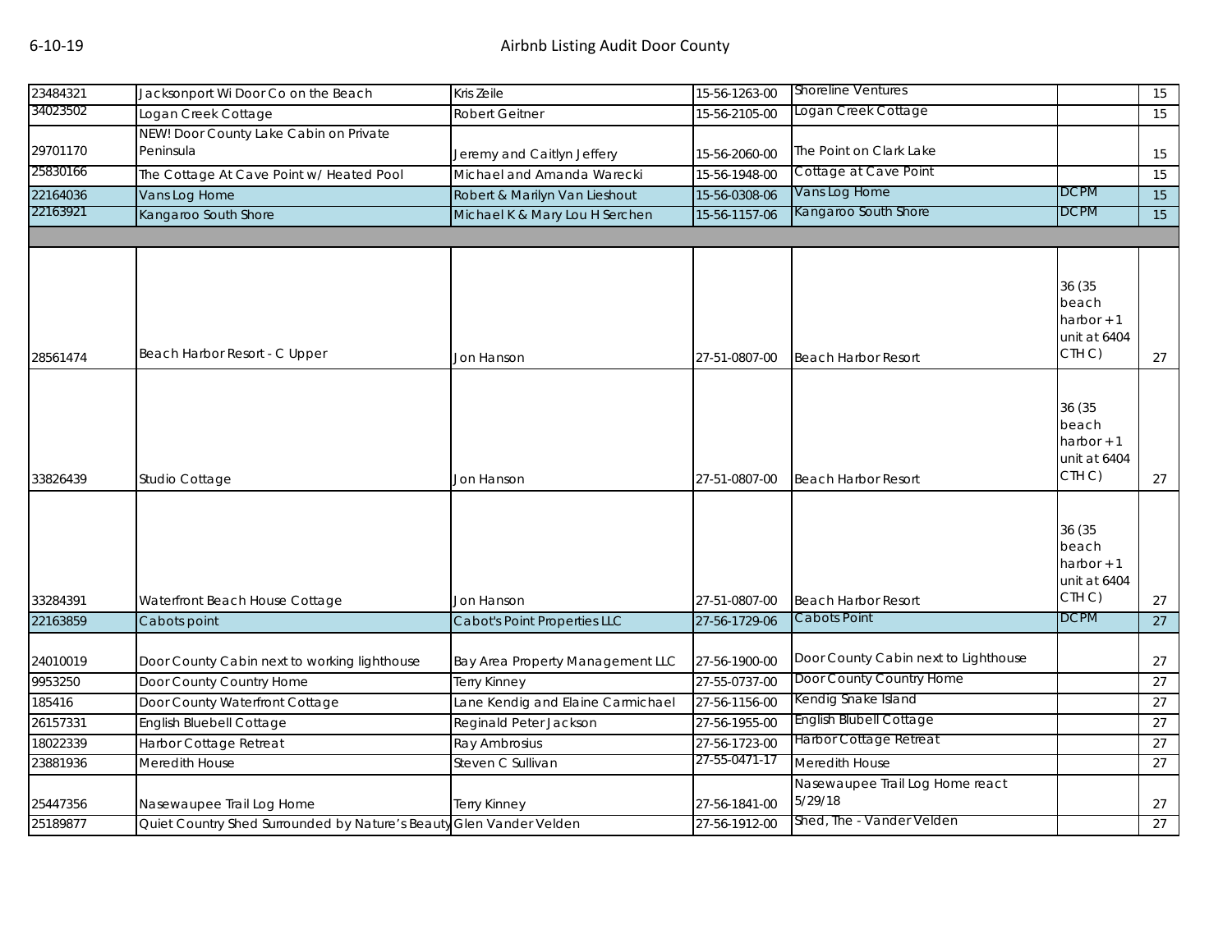| | | | | | | |
|---|---|---|---|---|---|---|
| 23484321 | Jacksonport Wi Door Co on the Beach | Kris Zeile | 15-56-1263-00 | Shoreline Ventures | | 15 |
| 34023502 | Logan Creek Cottage | Robert Geitner | 15-56-2105-00 | Logan Creek Cottage | | 15 |
| 29701170 | NEW! Door County Lake Cabin on Private Peninsula | Jeremy and Caitlyn Jeffery | 15-56-2060-00 | The Point on Clark Lake | | 15 |
| 25830166 | The Cottage At Cave Point w/ Heated Pool | Michael and Amanda Warecki | 15-56-1948-00 | Cottage at Cave Point | | 15 |
| 22164036 | Vans Log Home | Robert & Marilyn Van Lieshout | 15-56-0308-06 | Vans Log Home | DCPM | 15 |
| 22163921 | Kangaroo South Shore | Michael K & Mary Lou H Serchen | 15-56-1157-06 | Kangaroo South Shore | DCPM | 15 |
| | | | | | | |
| 28561474 | Beach Harbor Resort - C Upper | Jon Hanson | 27-51-0807-00 | Beach Harbor Resort | 36 (35 beach harbor + 1 unit at 6404 CTH C) | 27 |
| 33826439 | Studio Cottage | Jon Hanson | 27-51-0807-00 | Beach Harbor Resort | 36 (35 beach harbor + 1 unit at 6404 CTH C) | 27 |
| 33284391 | Waterfront Beach House Cottage | Jon Hanson | 27-51-0807-00 | Beach Harbor Resort | 36 (35 beach harbor + 1 unit at 6404 CTH C) | 27 |
| 22163859 | Cabots point | Cabot's Point Properties LLC | 27-56-1729-06 | Cabots Point | DCPM | 27 |
| 24010019 | Door County Cabin next to working lighthouse | Bay Area Property Management LLC | 27-56-1900-00 | Door County Cabin next to Lighthouse | | 27 |
| 9953250 | Door County Country Home | Terry Kinney | 27-55-0737-00 | Door County Country Home | | 27 |
| 185416 | Door County Waterfront Cottage | Lane Kendig and Elaine Carmichael | 27-56-1156-00 | Kendig Snake Island | | 27 |
| 26157331 | English Bluebell Cottage | Reginald Peter Jackson | 27-56-1955-00 | English Blubell Cottage | | 27 |
| 18022339 | Harbor Cottage Retreat | Ray Ambrosius | 27-56-1723-00 | Harbor Cottage Retreat | | 27 |
| 23881936 | Meredith House | Steven C Sullivan | 27-55-0471-17 | Meredith House | | 27 |
| 25447356 | Nasewaupee Trail Log Home | Terry Kinney | 27-56-1841-00 | Nasewaupee Trail Log Home react 5/29/18 | | 27 |
| 25189877 | Quiet Country Shed Surrounded by Nature's Beauty | Glen Vander Velden | 27-56-1912-00 | Shed, The - Vander Velden | | 27 |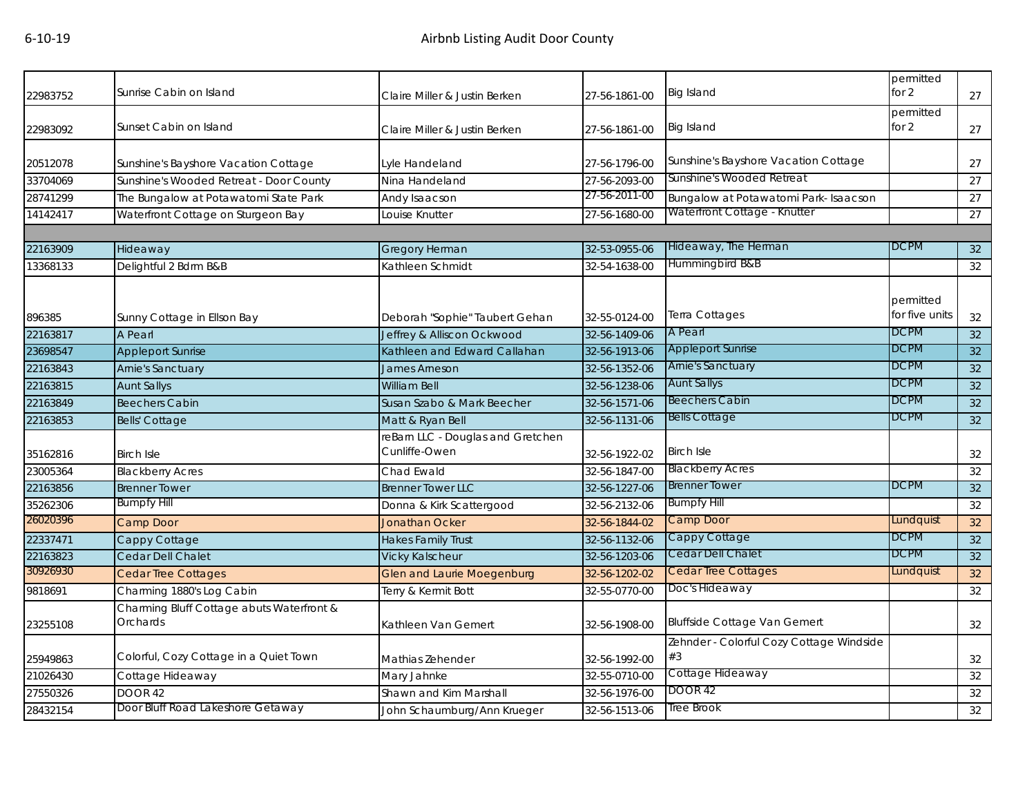# Airbnb Listing Audit Door County

| | | | | | | |
|---|---|---|---|---|---|---|
| 22983752 | Sunrise Cabin on Island | Claire Miller & Justin Berken | 27-56-1861-00 | Big Island | permitted for 2 | 27 |
| 22983092 | Sunset Cabin on Island | Claire Miller & Justin Berken | 27-56-1861-00 | Big Island | permitted for 2 | 27 |
| 20512078 | Sunshine's Bayshore Vacation Cottage | Lyle Handeland | 27-56-1796-00 | Sunshine's Bayshore Vacation Cottage | | 27 |
| 33704069 | Sunshine's Wooded Retreat - Door County | Nina Handeland | 27-56-2093-00 | Sunshine's Wooded Retreat | | 27 |
| 28741299 | The Bungalow at Potawatomi State Park | Andy Isaacson | 27-56-2011-00 | Bungalow at Potawatomi Park- Isaacson | | 27 |
| 14142417 | Waterfront Cottage on Sturgeon Bay | Louise Knutter | 27-56-1680-00 | Waterfront Cottage - Knutter | | 27 |
| | | | | | | |
| 22163909 | Hideaway | Gregory Herman | 32-53-0955-06 | Hideaway, The Herman | DCPM | 32 |
| 13368133 | Delightful 2 Bdrm B&B | Kathleen Schmidt | 32-54-1638-00 | Hummingbird B&B | | 32 |
| 896385 | Sunny Cottage in Ellson Bay | Deborah "Sophie" Taubert Gehan | 32-55-0124-00 | Terra Cottages | permitted for five units | 32 |
| 22163817 | A Pearl | Jeffrey & Alliscon Ockwood | 32-56-1409-06 | A Pearl | DCPM | 32 |
| 23698547 | Appleport Sunrise | Kathleen and Edward Callahan | 32-56-1913-06 | Appleport Sunrise | DCPM | 32 |
| 22163843 | Arnie's Sanctuary | James Arneson | 32-56-1352-06 | Arnie's Sanctuary | DCPM | 32 |
| 22163815 | Aunt Sallys | William Bell | 32-56-1238-06 | Aunt Sallys | DCPM | 32 |
| 22163849 | Beechers Cabin | Susan Szabo & Mark Beecher | 32-56-1571-06 | Beechers Cabin | DCPM | 32 |
| 22163853 | Bells' Cottage | Matt & Ryan Bell | 32-56-1131-06 | Bells Cottage | DCPM | 32 |
| 35162816 | Birch Isle | reBarn LLC - Douglas and Gretchen Cunliffe-Owen | 32-56-1922-02 | Birch Isle | | 32 |
| 23005364 | Blackberry Acres | Chad Ewald | 32-56-1847-00 | Blackberry Acres | | 32 |
| 22163856 | Brenner Tower | Brenner Tower LLC | 32-56-1227-06 | Brenner Tower | DCPM | 32 |
| 35262306 | Bumpfy Hill | Donna & Kirk Scattergood | 32-56-2132-06 | Bumpfy Hill | | 32 |
| 26020396 | Camp Door | Jonathan Ocker | 32-56-1844-02 | Camp Door | Lundquist | 32 |
| 22337471 | Cappy Cottage | Hakes Family Trust | 32-56-1132-06 | Cappy Cottage | DCPM | 32 |
| 22163823 | Cedar Dell Chalet | Vicky Kalscheur | 32-56-1203-06 | Cedar Dell Chalet | DCPM | 32 |
| 30926930 | Cedar Tree Cottages | Glen and Laurie Moegenburg | 32-56-1202-02 | Cedar Tree Cottages | Lundquist | 32 |
| 9818691 | Charming 1880's Log Cabin | Terry & Kermit Bott | 32-55-0770-00 | Doc's Hideaway | | 32 |
| 23255108 | Charming Bluff Cottage abuts Waterfront & Orchards | Kathleen Van Gemert | 32-56-1908-00 | Bluffside Cottage Van Gemert | | 32 |
| 25949863 | Colorful, Cozy Cottage in a Quiet Town | Mathias Zehender | 32-56-1992-00 | Zehnder - Colorful Cozy Cottage Windside #3 | | 32 |
| 21026430 | Cottage Hideaway | Mary Jahnke | 32-55-0710-00 | Cottage Hideaway | | 32 |
| 27550326 | DOOR 42 | Shawn and Kim Marshall | 32-56-1976-00 | DOOR 42 | | 32 |
| 28432154 | Door Bluff Road Lakeshore Getaway | John Schaumburg/Ann Krueger | 32-56-1513-06 | Tree Brook | | 32 |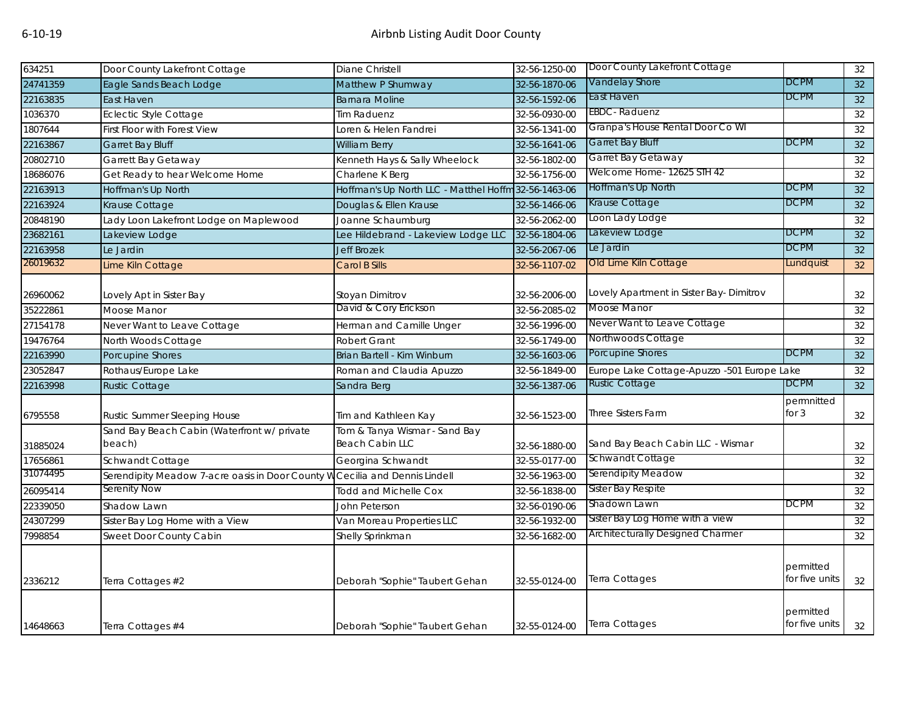# Airbnb Listing Audit Door County

6-10-19

| | | | | | | |
|---|---|---|---|---|---|---|
| 634251 | Door County Lakefront Cottage | Diane Christell | 32-56-1250-00 | Door County Lakefront Cottage | | 32 |
| 24741359 | Eagle Sands Beach Lodge | Matthew P Shumway | 32-56-1870-06 | Vandelay Shore | DCPM | 32 |
| 22163835 | East Haven | Barnara Moline | 32-56-1592-06 | East Haven | DCPM | 32 |
| 1036370 | Eclectic Style Cottage | Tim Raduenz | 32-56-0930-00 | EBDC- Raduenz | | 32 |
| 1807644 | First Floor with Forest View | Loren & Helen Fandrei | 32-56-1341-00 | Granpa's House Rental Door Co WI | | 32 |
| 22163867 | Garret Bay Bluff | William Berry | 32-56-1641-06 | Garret Bay Bluff | DCPM | 32 |
| 20802710 | Garrett Bay Getaway | Kenneth Hays & Sally Wheelock | 32-56-1802-00 | Garret Bay Getaway | | 32 |
| 18686076 | Get Ready to hear Welcome Home | Charlene K Berg | 32-56-1756-00 | Welcome Home- 12625 STH 42 | | 32 |
| 22163913 | Hoffman's Up North | Hoffman's Up North LLC - Matthel Hoffm | 32-56-1463-06 | Hoffman's Up North | DCPM | 32 |
| 22163924 | Krause Cottage | Douglas & Ellen Krause | 32-56-1466-06 | Krause Cottage | DCPM | 32 |
| 20848190 | Lady Loon Lakefront Lodge on Maplewood | Joanne Schaumburg | 32-56-2062-00 | Loon Lady Lodge | | 32 |
| 23682161 | Lakeview Lodge | Lee Hildebrand - Lakeview Lodge LLC | 32-56-1804-06 | Lakeview Lodge | DCPM | 32 |
| 22163958 | Le Jardin | Jeff Brozek | 32-56-2067-06 | Le Jardin | DCPM | 32 |
| 26019632 | Lime Kiln Cottage | Carol B Sills | 32-56-1107-02 | Old Lime Kiln Cottage | Lundquist | 32 |
| 26960062 | Lovely Apt in Sister Bay | Stoyan Dimitrov | 32-56-2006-00 | Lovely Apartment in Sister Bay- Dimitrov | | 32 |
| 35222861 | Moose Manor | David & Cory Erickson | 32-56-2085-02 | Moose Manor | | 32 |
| 27154178 | Never Want to Leave Cottage | Herman and Camille Unger | 32-56-1996-00 | Never Want to Leave Cottage | | 32 |
| 19476764 | North Woods Cottage | Robert Grant | 32-56-1749-00 | Northwoods Cottage | | 32 |
| 22163990 | Porcupine Shores | Brian Bartell - Kim Winburn | 32-56-1603-06 | Porcupine Shores | DCPM | 32 |
| 23052847 | Rothaus/Europe Lake | Roman and Claudia Apuzzo | 32-56-1849-00 | Europe Lake Cottage-Apuzzo -501 Europe Lake | | 32 |
| 22163998 | Rustic Cottage | Sandra Berg | 32-56-1387-06 | Rustic Cottage | DCPM | 32 |
| 6795558 | Rustic Summer Sleeping House | Tim and Kathleen Kay | 32-56-1523-00 | Three Sisters Farm | permnitted for 3 | 32 |
| 31885024 | Sand Bay Beach Cabin (Waterfront w/ private beach) | Tom & Tanya Wismar - Sand Bay Beach Cabin LLC | 32-56-1880-00 | Sand Bay Beach Cabin LLC - Wismar | | 32 |
| 17656861 | Schwandt Cottage | Georgina Schwandt | 32-55-0177-00 | Schwandt Cottage | | 32 |
| 31074495 | Serendipity Meadow 7-acre oasis in Door County W | Cecilia and Dennis Lindell | 32-56-1963-00 | Serendipity Meadow | | 32 |
| 26095414 | Serenity Now | Todd and Michelle Cox | 32-56-1838-00 | Sister Bay Respite | | 32 |
| 22339050 | Shadow Lawn | John Peterson | 32-56-0190-06 | Shadown Lawn | DCPM | 32 |
| 24307299 | Sister Bay Log Home with a View | Van Moreau Properties LLC | 32-56-1932-00 | Sister Bay Log Home with a view | | 32 |
| 7998854 | Sweet Door County Cabin | Shelly Sprinkman | 32-56-1682-00 | Architecturally Designed Charmer | | 32 |
| 2336212 | Terra Cottages #2 | Deborah "Sophie" Taubert Gehan | 32-55-0124-00 | Terra Cottages | permitted for five units | 32 |
| 14648663 | Terra Cottages #4 | Deborah "Sophie" Taubert Gehan | 32-55-0124-00 | Terra Cottages | permitted for five units | 32 |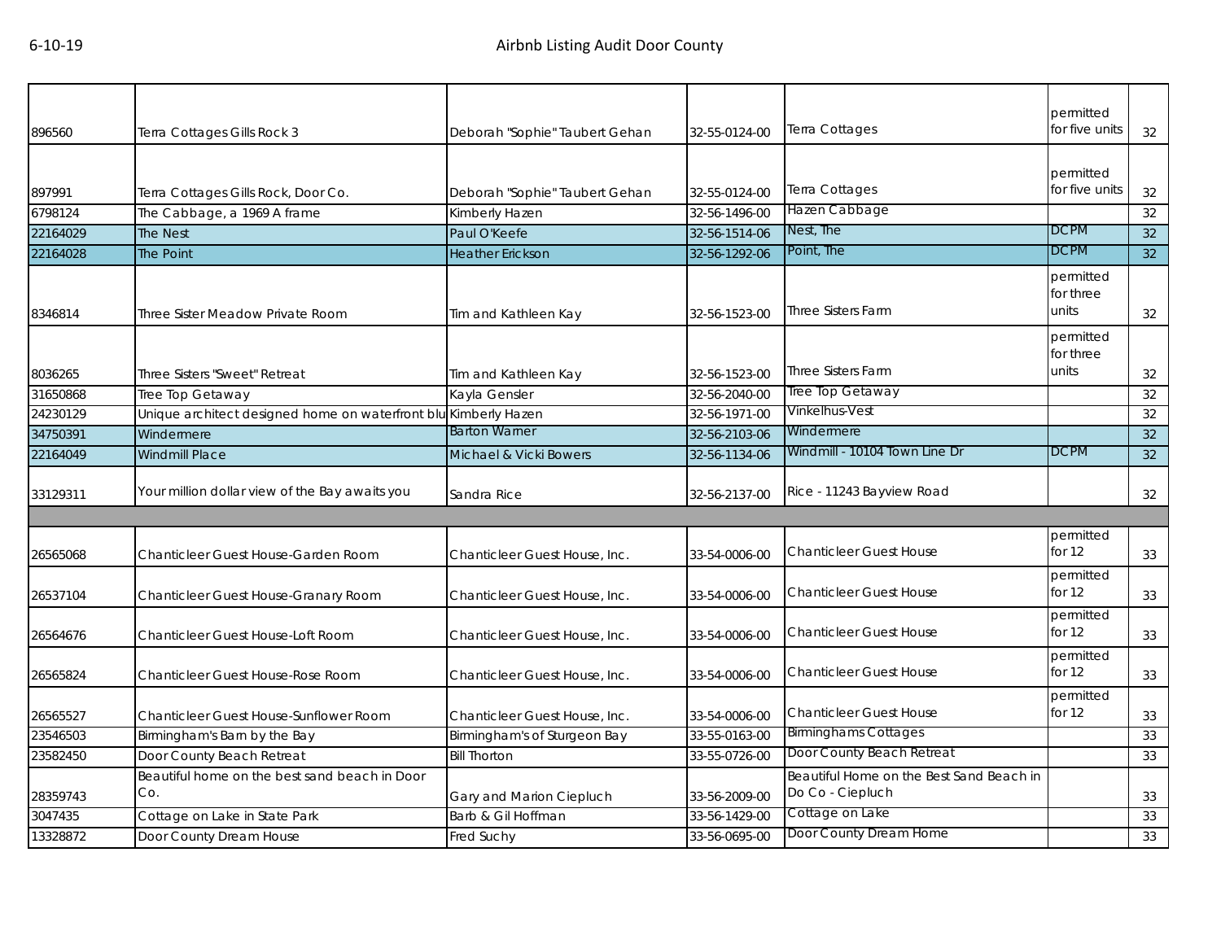| | | | | | | |
|---|---|---|---|---|---|---|
| 896560 | Terra Cottages Gills Rock 3 | Deborah "Sophie" Taubert Gehan | 32-55-0124-00 | Terra Cottages | permitted for five units | 32 |
| 897991 | Terra Cottages Gills Rock, Door Co. | Deborah "Sophie" Taubert Gehan | 32-55-0124-00 | Terra Cottages | permitted for five units | 32 |
| 6798124 | The Cabbage, a 1969 A frame | Kimberly Hazen | 32-56-1496-00 | Hazen Cabbage | | 32 |
| 22164029 | The Nest | Paul O'Keefe | 32-56-1514-06 | Nest, The | DCPM | 32 |
| 22164028 | The Point | Heather Erickson | 32-56-1292-06 | Point, The | DCPM | 32 |
| 8346814 | Three Sister Meadow Private Room | Tim and Kathleen Kay | 32-56-1523-00 | Three Sisters Farm | permitted for three units | 32 |
| 8036265 | Three Sisters "Sweet" Retreat | Tim and Kathleen Kay | 32-56-1523-00 | Three Sisters Farm | permitted for three units | 32 |
| 31650868 | Tree Top Getaway | Kayla Gensler | 32-56-2040-00 | Tree Top Getaway | | 32 |
| 24230129 | Unique architect designed home on waterfront blu | Kimberly Hazen | 32-56-1971-00 | Vinkelhus-Vest | | 32 |
| 34750391 | Windermere | Barton Warner | 32-56-2103-06 | Windermere | | 32 |
| 22164049 | Windmill Place | Michael & Vicki Bowers | 32-56-1134-06 | Windmill - 10104 Town Line Dr | DCPM | 32 |
| 33129311 | Your million dollar view of the Bay awaits you | Sandra Rice | 32-56-2137-00 | Rice - 11243 Bayview Road | | 32 |
| | | | | | | |
| 26565068 | Chanticleer Guest House-Garden Room | Chanticleer Guest House, Inc. | 33-54-0006-00 | Chanticleer Guest House | permitted for 12 | 33 |
| 26537104 | Chanticleer Guest House-Granary Room | Chanticleer Guest House, Inc. | 33-54-0006-00 | Chanticleer Guest House | permitted for 12 | 33 |
| 26564676 | Chanticleer Guest House-Loft Room | Chanticleer Guest House, Inc. | 33-54-0006-00 | Chanticleer Guest House | permitted for 12 | 33 |
| 26565824 | Chanticleer Guest House-Rose Room | Chanticleer Guest House, Inc. | 33-54-0006-00 | Chanticleer Guest House | permitted for 12 | 33 |
| 26565527 | Chanticleer Guest House-Sunflower Room | Chanticleer Guest House, Inc. | 33-54-0006-00 | Chanticleer Guest House | permitted for 12 | 33 |
| 23546503 | Birmingham's Barn by the Bay | Birmingham's of Sturgeon Bay | 33-55-0163-00 | Birminghams Cottages | | 33 |
| 23582450 | Door County Beach Retreat | Bill Thorton | 33-55-0726-00 | Door County Beach Retreat | | 33 |
| 28359743 | Beautiful home on the best sand beach in Door Co. | Gary and Marion Ciepluch | 33-56-2009-00 | Beautiful Home on the Best Sand Beach in Do Co - Ciepluch | | 33 |
| 3047435 | Cottage on Lake in State Park | Barb & Gil Hoffman | 33-56-1429-00 | Cottage on Lake | | 33 |
| 13328872 | Door County Dream House | Fred Suchy | 33-56-0695-00 | Door County Dream Home | | 33 |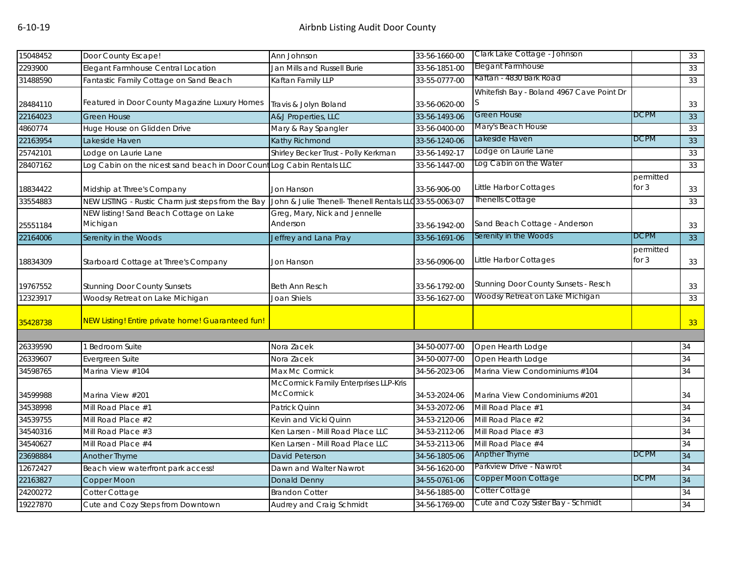| | | | | | | |
|---|---|---|---|---|---|---|
| 15048452 | Door County Escape! | Ann Johnson | 33-56-1660-00 | Clark Lake Cottage - Johnson | | 33 |
| 2293900 | Elegant Farmhouse Central Location | Jan Mills and Russell Burie | 33-56-1851-00 | Elegant Farmhouse | | 33 |
| 31488590 | Fantastic Family Cottage on Sand Beach | Kaftan Family LLP | 33-55-0777-00 | Kaftan - 4830 Bark Road | | 33 |
| 28484110 | Featured in Door County Magazine Luxury Homes | Travis & Jolyn Boland | 33-56-0620-00 | Whitefish Bay - Boland 4967 Cave Point Dr S | | 33 |
| 22164023 | Green House | A&J Properties, LLC | 33-56-1493-06 | Green House | DCPM | 33 |
| 4860774 | Huge House on Glidden Drive | Mary & Ray Spangler | 33-56-0400-00 | Mary's Beach House | | 33 |
| 22163954 | Lakeside Haven | Kathy Richmond | 33-56-1240-06 | Lakeside Haven | DCPM | 33 |
| 25742101 | Lodge on Laurie Lane | Shirley Becker Trust - Polly Kerkman | 33-56-1492-17 | Lodge on Laurie Lane | | 33 |
| 28407162 | Log Cabin on the nicest sand beach in Door Count | Log Cabin Rentals LLC | 33-56-1447-00 | Log Cabin on the Water | | 33 |
| 18834422 | Midship at Three's Company | Jon Hanson | 33-56-906-00 | Little Harbor Cottages | permitted for 3 | 33 |
| 33554883 | NEW LISTING - Rustic Charm just steps from the Bay | John & Julie Thenell- Thenell Rentals LLC | 33-55-0063-07 | Thenells Cottage | | 33 |
| 25551184 | NEW listing! Sand Beach Cottage on Lake Michigan | Greg, Mary, Nick and Jennelle Anderson | 33-56-1942-00 | Sand Beach Cottage - Anderson | | 33 |
| 22164006 | Serenity in the Woods | Jeffrey and Lana Pray | 33-56-1691-06 | Serenity in the Woods | DCPM | 33 |
| 18834309 | Starboard Cottage at Three's Company | Jon Hanson | 33-56-0906-00 | Little Harbor Cottages | permitted for 3 | 33 |
| 19767552 | Stunning Door County Sunsets | Beth Ann Resch | 33-56-1792-00 | Stunning Door County Sunsets - Resch | | 33 |
| 12323917 | Woodsy Retreat on Lake Michigan | Joan Shiels | 33-56-1627-00 | Woodsy Retreat on Lake Michigan | | 33 |
| 35428738 | NEW Listing! Entire private home! Guaranteed fun! | | | | | 33 |
| | | | | | | |
| 26339590 | 1 Bedroom Suite | Nora Zacek | 34-50-0077-00 | Open Hearth Lodge | | 34 |
| 26339607 | Evergreen Suite | Nora Zacek | 34-50-0077-00 | Open Hearth Lodge | | 34 |
| 34598765 | Marina View #104 | Max Mc Cormick | 34-56-2023-06 | Marina View Condominiums #104 | | 34 |
| 34599988 | Marina View #201 | McCormick Family Enterprises LLP-Kris McCormick | 34-53-2024-06 | Marina View Condominiums #201 | | 34 |
| 34538998 | Mill Road Place #1 | Patrick Quinn | 34-53-2072-06 | Mill Road Place #1 | | 34 |
| 34539755 | Mill Road Place #2 | Kevin and Vicki Quinn | 34-53-2120-06 | Mill Road Place #2 | | 34 |
| 34540316 | Mill Road Place #3 | Ken Larsen - Mill Road Place LLC | 34-53-2112-06 | Mill Road Place #3 | | 34 |
| 34540627 | Mill Road Place #4 | Ken Larsen - Mill Road Place LLC | 34-53-2113-06 | Mill Road Place #4 | | 34 |
| 23698884 | Another Thyme | David Peterson | 34-56-1805-06 | Anpther Thyme | DCPM | 34 |
| 12672427 | Beach view waterfront park access! | Dawn and Walter Nawrot | 34-56-1620-00 | Parkview Drive - Nawrot | | 34 |
| 22163827 | Copper Moon | Donald Denny | 34-55-0761-06 | Copper Moon Cottage | DCPM | 34 |
| 24200272 | Cotter Cottage | Brandon Cotter | 34-56-1885-00 | Cotter Cottage | | 34 |
| 19227870 | Cute and Cozy Steps from Downtown | Audrey and Craig Schmidt | 34-56-1769-00 | Cute and Cozy Sister Bay - Schmidt | | 34 |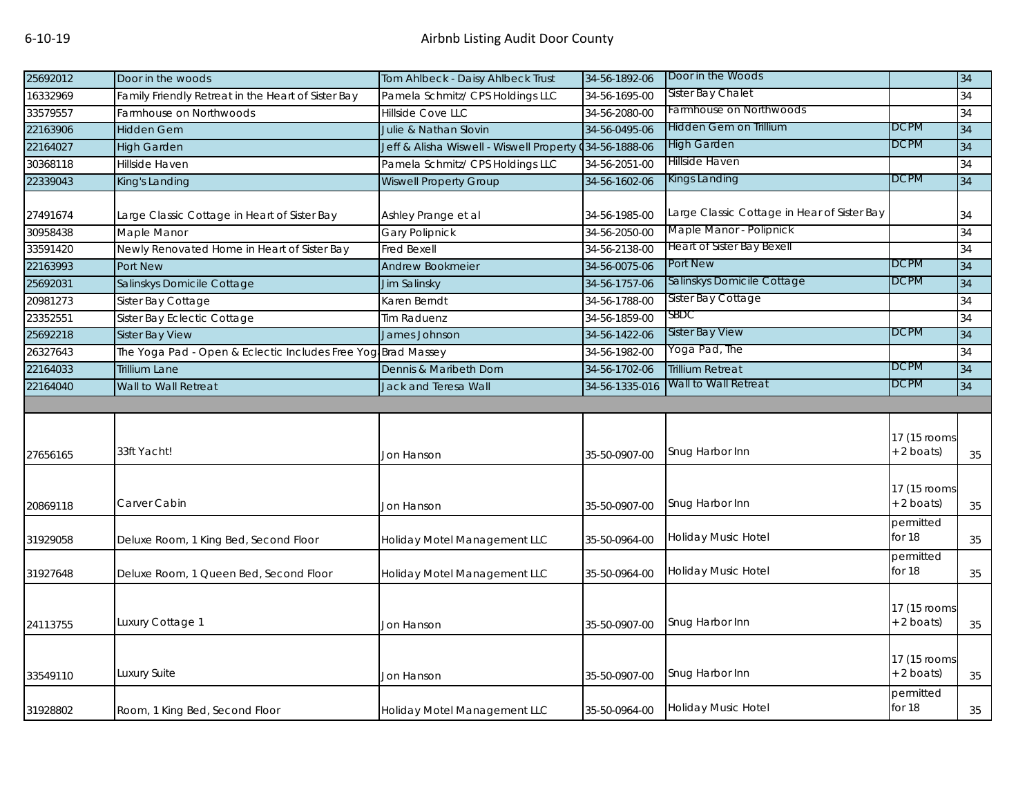| | | | | | | |
|---|---|---|---|---|---|---|
| 25692012 | Door in the woods | Tom Ahlbeck - Daisy Ahlbeck Trust | 34-56-1892-06 | Door in the Woods | | 34 |
| 16332969 | Family Friendly Retreat in the Heart of Sister Bay | Pamela Schmitz/ CPS Holdings LLC | 34-56-1695-00 | Sister Bay Chalet | | 34 |
| 33579557 | Farmhouse on Northwoods | Hillside Cove LLC | 34-56-2080-00 | Farmhouse on Northwoods | | 34 |
| 22163906 | Hidden Gem | Julie & Nathan Slovin | 34-56-0495-06 | Hidden Gem on Trillium | DCPM | 34 |
| 22164027 | High Garden | Jeff & Alisha Wiswell - Wiswell Property ( | 34-56-1888-06 | High Garden | DCPM | 34 |
| 30368118 | Hillside Haven | Pamela Schmitz/ CPS Holdings LLC | 34-56-2051-00 | Hillside Haven | | 34 |
| 22339043 | King's Landing | Wiswell Property Group | 34-56-1602-06 | Kings Landing | DCPM | 34 |
| 27491674 | Large Classic Cottage in Heart of Sister Bay | Ashley Prange et al | 34-56-1985-00 | Large Classic Cottage in Hear of Sister Bay | | 34 |
| 30958438 | Maple Manor | Gary Polipnick | 34-56-2050-00 | Maple Manor - Polipnick | | 34 |
| 33591420 | Newly Renovated Home in Heart of Sister Bay | Fred Bexell | 34-56-2138-00 | Heart of Sister Bay Bexell | | 34 |
| 22163993 | Port New | Andrew Bookmeier | 34-56-0075-06 | Port New | DCPM | 34 |
| 25692031 | Salinskys Domicile Cottage | Jim Salinsky | 34-56-1757-06 | Salinskys Domicile Cottage | DCPM | 34 |
| 20981273 | Sister Bay Cottage | Karen Berndt | 34-56-1788-00 | Sister Bay Cottage | | 34 |
| 23352551 | Sister Bay Eclectic Cottage | Tim Raduenz | 34-56-1859-00 | SBDC | | 34 |
| 25692218 | Sister Bay View | James Johnson | 34-56-1422-06 | Sister Bay View | DCPM | 34 |
| 26327643 | The Yoga Pad - Open & Eclectic Includes Free Yog | Brad Massey | 34-56-1982-00 | Yoga Pad, The | | 34 |
| 22164033 | Trillium Lane | Dennis & Maribeth Dorn | 34-56-1702-06 | Trillium Retreat | DCPM | 34 |
| 22164040 | Wall to Wall Retreat | Jack and Teresa Wall | 34-56-1335-016 | Wall to Wall Retreat | DCPM | 34 |
| | | | | | | |
| 27656165 | 33ft Yacht! | Jon Hanson | 35-50-0907-00 | Snug Harbor Inn | 17 (15 rooms + 2 boats) | 35 |
| 20869118 | Carver Cabin | Jon Hanson | 35-50-0907-00 | Snug Harbor Inn | 17 (15 rooms + 2 boats) | 35 |
| 31929058 | Deluxe Room, 1 King Bed, Second Floor | Holiday Motel Management LLC | 35-50-0964-00 | Holiday Music Hotel | permitted for 18 | 35 |
| 31927648 | Deluxe Room, 1 Queen Bed, Second Floor | Holiday Motel Management LLC | 35-50-0964-00 | Holiday Music Hotel | permitted for 18 | 35 |
| 24113755 | Luxury Cottage 1 | Jon Hanson | 35-50-0907-00 | Snug Harbor Inn | 17 (15 rooms + 2 boats) | 35 |
| 33549110 | Luxury Suite | Jon Hanson | 35-50-0907-00 | Snug Harbor Inn | 17 (15 rooms + 2 boats) | 35 |
| 31928802 | Room, 1 King Bed, Second Floor | Holiday Motel Management LLC | 35-50-0964-00 | Holiday Music Hotel | permitted for 18 | 35 |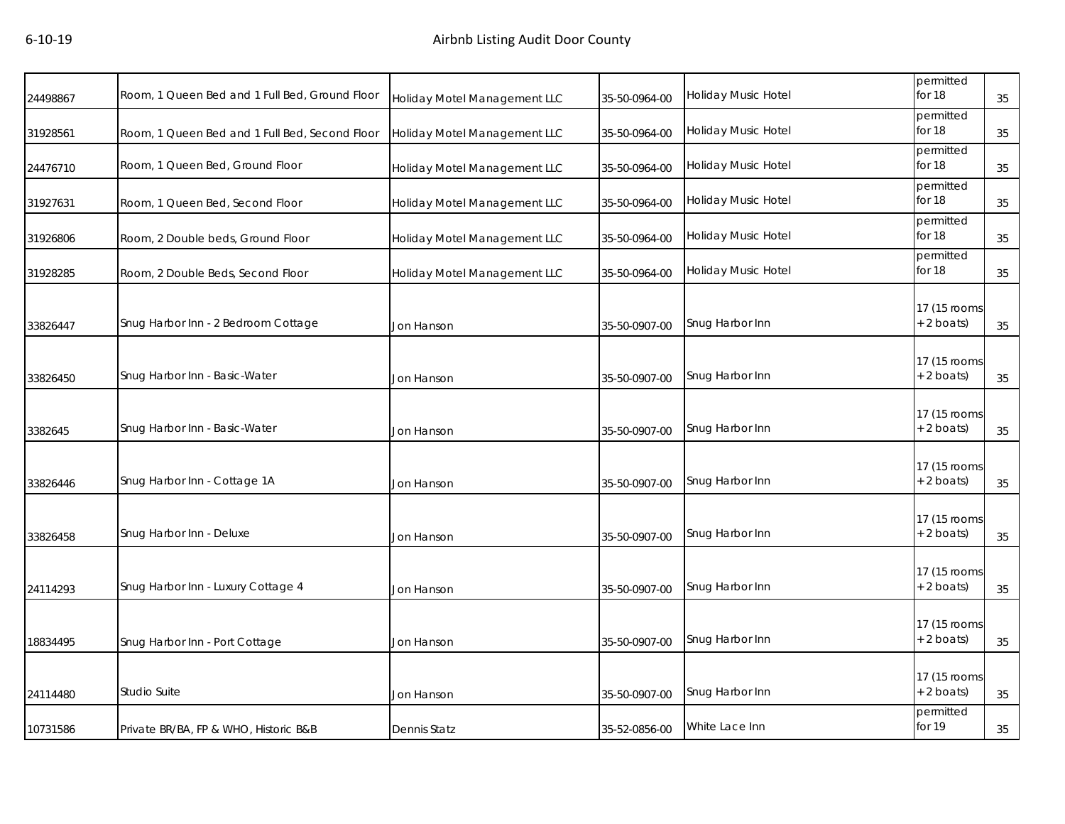| 24498867 | Room, 1 Queen Bed and 1 Full Bed, Ground Floor | Holiday Motel Management LLC | 35-50-0964-00 | Holiday Music Hotel | permitted for 18 | 35 |
|---|---|---|---|---|---|---|
| 31928561 | Room, 1 Queen Bed and 1 Full Bed, Second Floor | Holiday Motel Management LLC | 35-50-0964-00 | Holiday Music Hotel | permitted for 18 | 35 |
| 24476710 | Room, 1 Queen Bed, Ground Floor | Holiday Motel Management LLC | 35-50-0964-00 | Holiday Music Hotel | permitted for 18 | 35 |
| 31927631 | Room, 1 Queen Bed, Second Floor | Holiday Motel Management LLC | 35-50-0964-00 | Holiday Music Hotel | permitted for 18 | 35 |
| 31926806 | Room, 2 Double beds, Ground Floor | Holiday Motel Management LLC | 35-50-0964-00 | Holiday Music Hotel | permitted for 18 | 35 |
| 31928285 | Room, 2 Double Beds, Second Floor | Holiday Motel Management LLC | 35-50-0964-00 | Holiday Music Hotel | permitted for 18 | 35 |
| 33826447 | Snug Harbor Inn - 2 Bedroom Cottage | Jon Hanson | 35-50-0907-00 | Snug Harbor Inn | 17 (15 rooms + 2 boats) | 35 |
| 33826450 | Snug Harbor Inn - Basic-Water | Jon Hanson | 35-50-0907-00 | Snug Harbor Inn | 17 (15 rooms + 2 boats) | 35 |
| 3382645 | Snug Harbor Inn - Basic-Water | Jon Hanson | 35-50-0907-00 | Snug Harbor Inn | 17 (15 rooms + 2 boats) | 35 |
| 33826446 | Snug Harbor Inn - Cottage 1A | Jon Hanson | 35-50-0907-00 | Snug Harbor Inn | 17 (15 rooms + 2 boats) | 35 |
| 33826458 | Snug Harbor Inn - Deluxe | Jon Hanson | 35-50-0907-00 | Snug Harbor Inn | 17 (15 rooms + 2 boats) | 35 |
| 24114293 | Snug Harbor Inn - Luxury Cottage 4 | Jon Hanson | 35-50-0907-00 | Snug Harbor Inn | 17 (15 rooms + 2 boats) | 35 |
| 18834495 | Snug Harbor Inn - Port Cottage | Jon Hanson | 35-50-0907-00 | Snug Harbor Inn | 17 (15 rooms + 2 boats) | 35 |
| 24114480 | Studio Suite | Jon Hanson | 35-50-0907-00 | Snug Harbor Inn | 17 (15 rooms + 2 boats) | 35 |
| 10731586 | Private BR/BA, FP & WHO, Historic B&B | Dennis Statz | 35-52-0856-00 | White Lace Inn | permitted for 19 | 35 |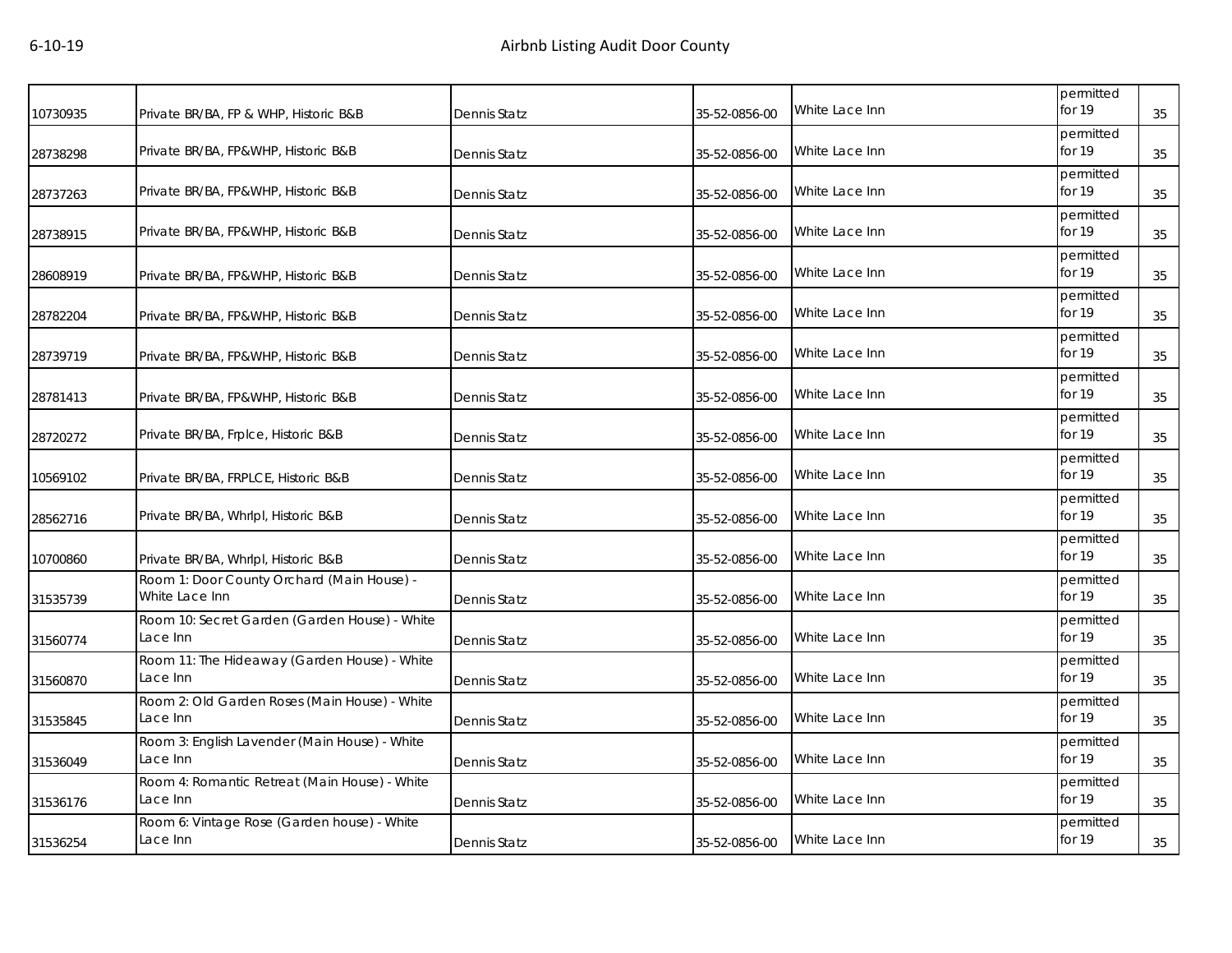| 10730935 | Private BR/BA, FP & WHP, Historic B&B | Dennis Statz | 35-52-0856-00 | White Lace Inn | permitted for 19 | 35 |
|---|---|---|---|---|---|---|
| 28738298 | Private BR/BA, FP&WHP, Historic B&B | Dennis Statz | 35-52-0856-00 | White Lace Inn | permitted for 19 | 35 |
| 28737263 | Private BR/BA, FP&WHP, Historic B&B | Dennis Statz | 35-52-0856-00 | White Lace Inn | permitted for 19 | 35 |
| 28738915 | Private BR/BA, FP&WHP, Historic B&B | Dennis Statz | 35-52-0856-00 | White Lace Inn | permitted for 19 | 35 |
| 28608919 | Private BR/BA, FP&WHP, Historic B&B | Dennis Statz | 35-52-0856-00 | White Lace Inn | permitted for 19 | 35 |
| 28782204 | Private BR/BA, FP&WHP, Historic B&B | Dennis Statz | 35-52-0856-00 | White Lace Inn | permitted for 19 | 35 |
| 28739719 | Private BR/BA, FP&WHP, Historic B&B | Dennis Statz | 35-52-0856-00 | White Lace Inn | permitted for 19 | 35 |
| 28781413 | Private BR/BA, FP&WHP, Historic B&B | Dennis Statz | 35-52-0856-00 | White Lace Inn | permitted for 19 | 35 |
| 28720272 | Private BR/BA, Frplce, Historic B&B | Dennis Statz | 35-52-0856-00 | White Lace Inn | permitted for 19 | 35 |
| 10569102 | Private BR/BA, FRPLCE, Historic B&B | Dennis Statz | 35-52-0856-00 | White Lace Inn | permitted for 19 | 35 |
| 28562716 | Private BR/BA, Whrlpl, Historic B&B | Dennis Statz | 35-52-0856-00 | White Lace Inn | permitted for 19 | 35 |
| 10700860 | Private BR/BA, Whrlpl, Historic B&B | Dennis Statz | 35-52-0856-00 | White Lace Inn | permitted for 19 | 35 |
| 31535739 | Room 1: Door County Orchard (Main House) - White Lace Inn | Dennis Statz | 35-52-0856-00 | White Lace Inn | permitted for 19 | 35 |
| 31560774 | Room 10: Secret Garden (Garden House) - White Lace Inn | Dennis Statz | 35-52-0856-00 | White Lace Inn | permitted for 19 | 35 |
| 31560870 | Room 11: The Hideaway (Garden House) - White Lace Inn | Dennis Statz | 35-52-0856-00 | White Lace Inn | permitted for 19 | 35 |
| 31535845 | Room 2: Old Garden Roses (Main House) - White Lace Inn | Dennis Statz | 35-52-0856-00 | White Lace Inn | permitted for 19 | 35 |
| 31536049 | Room 3: English Lavender (Main House) - White Lace Inn | Dennis Statz | 35-52-0856-00 | White Lace Inn | permitted for 19 | 35 |
| 31536176 | Room 4: Romantic Retreat (Main House) - White Lace Inn | Dennis Statz | 35-52-0856-00 | White Lace Inn | permitted for 19 | 35 |
| 31536254 | Room 6: Vintage Rose (Garden house) - White Lace Inn | Dennis Statz | 35-52-0856-00 | White Lace Inn | permitted for 19 | 35 |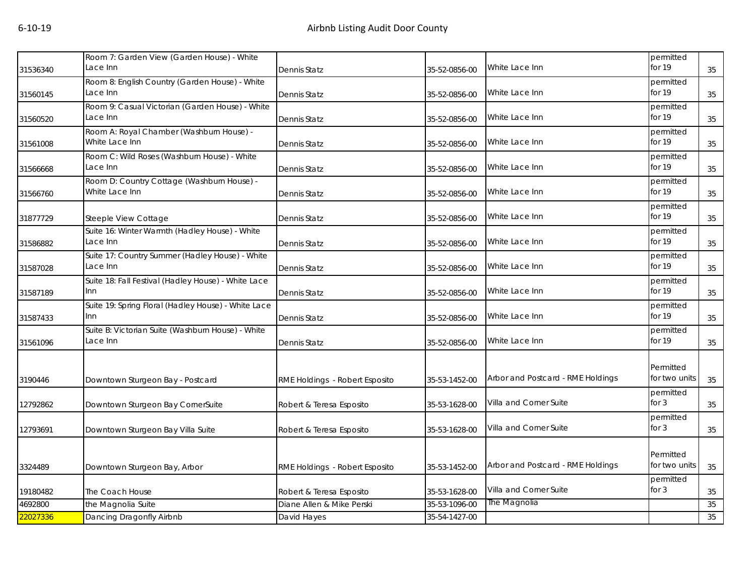| | | | | | | |
|---|---|---|---|---|---|---|
| 31536340 | Room 7: Garden View (Garden House) - White Lace Inn | Dennis Statz | 35-52-0856-00 | White Lace Inn | permitted for 19 | 35 |
| 31560145 | Room 8: English Country (Garden House) - White Lace Inn | Dennis Statz | 35-52-0856-00 | White Lace Inn | permitted for 19 | 35 |
| 31560520 | Room 9: Casual Victorian (Garden House) - White Lace Inn | Dennis Statz | 35-52-0856-00 | White Lace Inn | permitted for 19 | 35 |
| 31561008 | Room A: Royal Chamber (Washburn House) - White Lace Inn | Dennis Statz | 35-52-0856-00 | White Lace Inn | permitted for 19 | 35 |
| 31566668 | Room C: Wild Roses (Washburn House) - White Lace Inn | Dennis Statz | 35-52-0856-00 | White Lace Inn | permitted for 19 | 35 |
| 31566760 | Room D: Country Cottage (Washburn House) - White Lace Inn | Dennis Statz | 35-52-0856-00 | White Lace Inn | permitted for 19 | 35 |
| 31877729 | Steeple View Cottage | Dennis Statz | 35-52-0856-00 | White Lace Inn | permitted for 19 | 35 |
| 31586882 | Suite 16: Winter Warmth (Hadley House) - White Lace Inn | Dennis Statz | 35-52-0856-00 | White Lace Inn | permitted for 19 | 35 |
| 31587028 | Suite 17: Country Summer (Hadley House) - White Lace Inn | Dennis Statz | 35-52-0856-00 | White Lace Inn | permitted for 19 | 35 |
| 31587189 | Suite 18: Fall Festival (Hadley House) - White Lace Inn | Dennis Statz | 35-52-0856-00 | White Lace Inn | permitted for 19 | 35 |
| 31587433 | Suite 19: Spring Floral (Hadley House) - White Lace Inn | Dennis Statz | 35-52-0856-00 | White Lace Inn | permitted for 19 | 35 |
| 31561096 | Suite B: Victorian Suite (Washburn House) - White Lace Inn | Dennis Statz | 35-52-0856-00 | White Lace Inn | permitted for 19 | 35 |
| 3190446 | Downtown Sturgeon Bay - Postcard | RME Holdings - Robert Esposito | 35-53-1452-00 | Arbor and Postcard - RME Holdings | Permitted for two units | 35 |
| 12792862 | Downtown Sturgeon Bay CornerSuite | Robert & Teresa Esposito | 35-53-1628-00 | Villa and Corner Suite | permitted for 3 | 35 |
| 12793691 | Downtown Sturgeon Bay Villa Suite | Robert & Teresa Esposito | 35-53-1628-00 | Villa and Corner Suite | permitted for 3 | 35 |
| 3324489 | Downtown Sturgeon Bay, Arbor | RME Holdings - Robert Esposito | 35-53-1452-00 | Arbor and Postcard - RME Holdings | Permitted for two units | 35 |
| 19180482 | The Coach House | Robert & Teresa Esposito | 35-53-1628-00 | Villa and Corner Suite | permitted for 3 | 35 |
| 4692800 | the Magnolia Suite | Diane Allen & Mike Perski | 35-53-1096-00 | The Magnolia | | 35 |
| 22027336 | Dancing Dragonfly Airbnb | David Hayes | 35-54-1427-00 | | | 35 |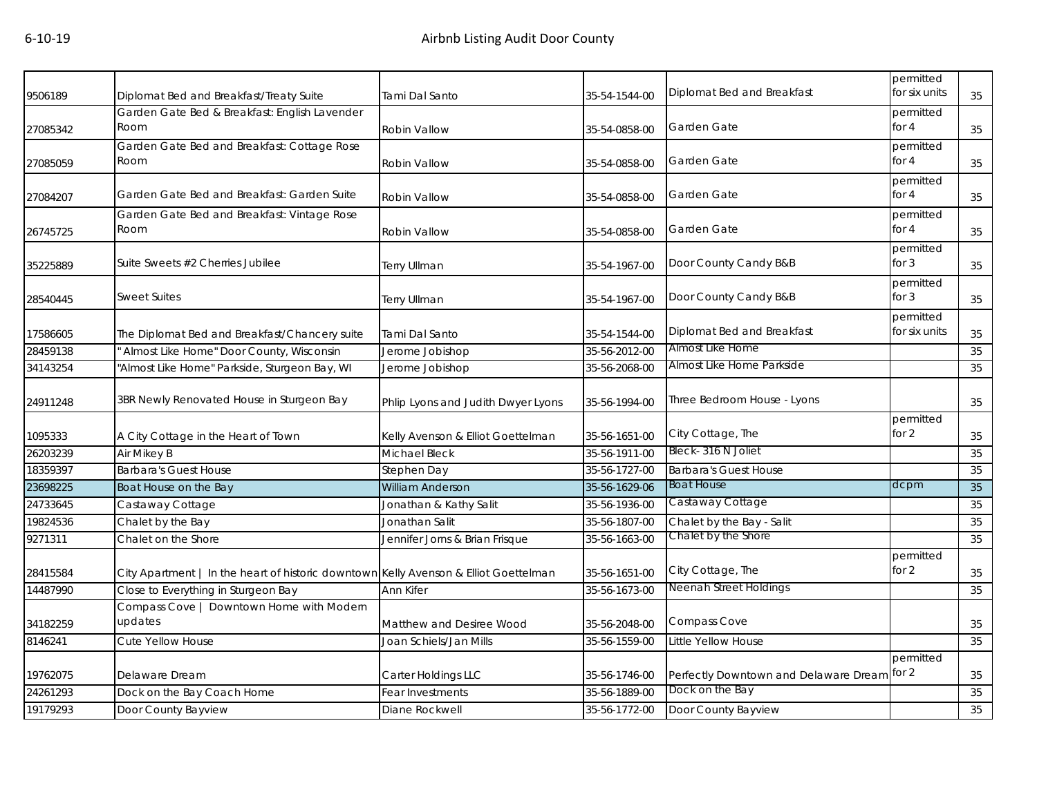| | | | | | | |
|---|---|---|---|---|---|---|
| 9506189 | Diplomat Bed and Breakfast/Treaty Suite | Tami Dal Santo | 35-54-1544-00 | Diplomat Bed and Breakfast | permitted for six units | 35 |
| 27085342 | Garden Gate Bed & Breakfast: English Lavender Room | Robin Vallow | 35-54-0858-00 | Garden Gate | permitted for 4 | 35 |
| 27085059 | Garden Gate Bed and Breakfast: Cottage Rose Room | Robin Vallow | 35-54-0858-00 | Garden Gate | permitted for 4 | 35 |
| 27084207 | Garden Gate Bed and Breakfast: Garden Suite | Robin Vallow | 35-54-0858-00 | Garden Gate | permitted for 4 | 35 |
| 26745725 | Garden Gate Bed and Breakfast: Vintage Rose Room | Robin Vallow | 35-54-0858-00 | Garden Gate | permitted for 4 | 35 |
| 35225889 | Suite Sweets #2 Cherries Jubilee | Terry Ullman | 35-54-1967-00 | Door County Candy B&B | permitted for 3 | 35 |
| 28540445 | Sweet Suites | Terry Ullman | 35-54-1967-00 | Door County Candy B&B | permitted for 3 | 35 |
| 17586605 | The Diplomat Bed and Breakfast/Chancery suite | Tami Dal Santo | 35-54-1544-00 | Diplomat Bed and Breakfast | permitted for six units | 35 |
| 28459138 | " Almost Like Home" Door County, Wisconsin | Jerome Jobishop | 35-56-2012-00 | Almost Like Home | | 35 |
| 34143254 | "Almost Like Home" Parkside, Sturgeon Bay, WI | Jerome Jobishop | 35-56-2068-00 | Almost Like Home Parkside | | 35 |
| 24911248 | 3BR Newly Renovated House in Sturgeon Bay | Phlip Lyons and Judith Dwyer Lyons | 35-56-1994-00 | Three Bedroom House - Lyons | | 35 |
| 1095333 | A City Cottage in the Heart of Town | Kelly Avenson & Elliot Goettelman | 35-56-1651-00 | City Cottage, The | permitted for 2 | 35 |
| 26203239 | Air Mikey B | Michael Bleck | 35-56-1911-00 | Bleck- 316 N Joliet | | 35 |
| 18359397 | Barbara's Guest House | Stephen Day | 35-56-1727-00 | Barbara's Guest House | | 35 |
| 23698225 | Boat House on the Bay | William Anderson | 35-56-1629-06 | Boat House | dcpm | 35 |
| 24733645 | Castaway Cottage | Jonathan & Kathy Salit | 35-56-1936-00 | Castaway Cottage | | 35 |
| 19824536 | Chalet by the Bay | Jonathan Salit | 35-56-1807-00 | Chalet by the Bay - Salit | | 35 |
| 9271311 | Chalet on the Shore | Jennifer Jorns & Brian Frisque | 35-56-1663-00 | Chalet by the Shore | | 35 |
| 28415584 | City Apartment \| In the heart of historic downtown | Kelly Avenson & Elliot Goettelman | 35-56-1651-00 | City Cottage, The | permitted for 2 | 35 |
| 14487990 | Close to Everything in Sturgeon Bay | Ann Kifer | 35-56-1673-00 | Neenah Street Holdings | | 35 |
| 34182259 | Compass Cove \| Downtown Home with Modern updates | Matthew and Desiree Wood | 35-56-2048-00 | Compass Cove | | 35 |
| 8146241 | Cute Yellow House | Joan Schiels/Jan Mills | 35-56-1559-00 | Little Yellow House | | 35 |
| 19762075 | Delaware Dream | Carter Holdings LLC | 35-56-1746-00 | Perfectly Downtown and Delaware Dream | permitted for 2 | 35 |
| 24261293 | Dock on the Bay Coach Home | Fear Investments | 35-56-1889-00 | Dock on the Bay | | 35 |
| 19179293 | Door County Bayview | Diane Rockwell | 35-56-1772-00 | Door County Bayview | | 35 |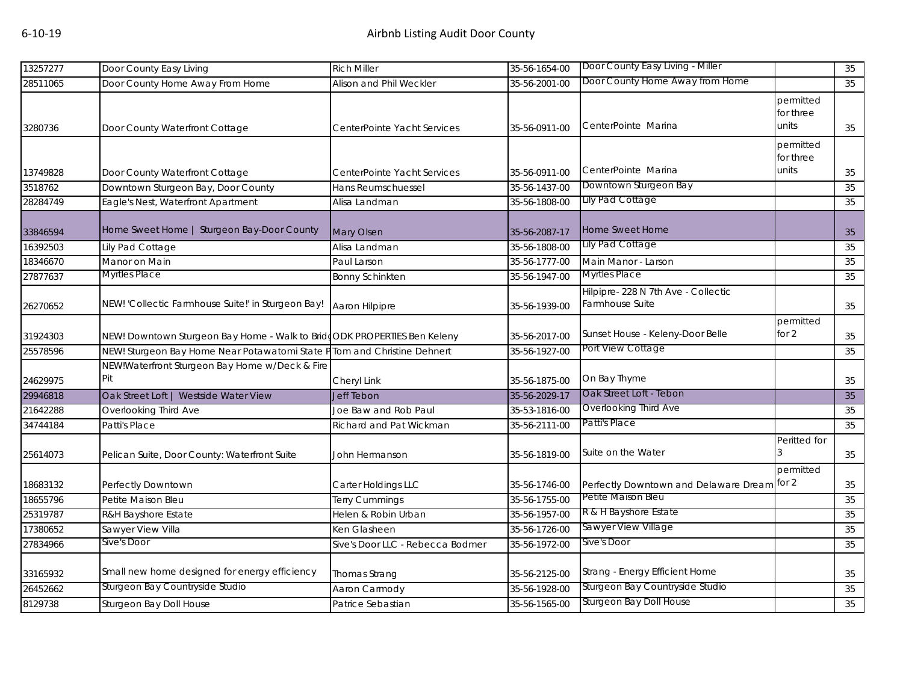| | | | | | | |
|---|---|---|---|---|---|---|
| 13257277 | Door County Easy Living | Rich Miller | 35-56-1654-00 | Door County Easy Living - Miller | | 35 |
| 28511065 | Door County Home Away From Home | Alison and Phil Weckler | 35-56-2001-00 | Door County Home Away from Home | | 35 |
| 3280736 | Door County Waterfront Cottage | CenterPointe Yacht Services | 35-56-0911-00 | CenterPointe Marina | permitted for three units | 35 |
| 13749828 | Door County Waterfront Cottage | CenterPointe Yacht Services | 35-56-0911-00 | CenterPointe Marina | permitted for three units | 35 |
| 3518762 | Downtown Sturgeon Bay, Door County | Hans Reumschuessel | 35-56-1437-00 | Downtown Sturgeon Bay | | 35 |
| 28284749 | Eagle's Nest, Waterfront Apartment | Alisa Landman | 35-56-1808-00 | Lily Pad Cottage | | 35 |
| 33846594 | Home Sweet Home \| Sturgeon Bay-Door County | Mary Olsen | 35-56-2087-17 | Home Sweet Home | | 35 |
| 16392503 | Lily Pad Cottage | Alisa Landman | 35-56-1808-00 | Lily Pad Cottage | | 35 |
| 18346670 | Manor on Main | Paul Larson | 35-56-1777-00 | Main Manor - Larson | | 35 |
| 27877637 | Myrtles Place | Bonny Schinkten | 35-56-1947-00 | Myrtles Place | | 35 |
| 26270652 | NEW! 'Collectic Farmhouse Suite!' in Sturgeon Bay! | Aaron Hilpipre | 35-56-1939-00 | Hilpipre- 228 N 7th Ave - Collectic Farmhouse Suite | | 35 |
| 31924303 | NEW! Downtown Sturgeon Bay Home - Walk to Brid | ODK PROPERTIES Ben Keleny | 35-56-2017-00 | Sunset House - Keleny-Door Belle | permitted for 2 | 35 |
| 25578596 | NEW! Sturgeon Bay Home Near Potawatomi State P | Tom and Christine Dehnert | 35-56-1927-00 | Port View Cottage | | 35 |
| 24629975 | NEW!Waterfront Sturgeon Bay Home w/Deck & Fire Pit | Cheryl Link | 35-56-1875-00 | On Bay Thyme | | 35 |
| 29946818 | Oak Street Loft \| Westside Water View | Jeff Tebon | 35-56-2029-17 | Oak Street Loft - Tebon | | 35 |
| 21642288 | Overlooking Third Ave | Joe Baw and Rob Paul | 35-53-1816-00 | Overlooking Third Ave | | 35 |
| 34744184 | Patti's Place | Richard and Pat Wickman | 35-56-2111-00 | Patti's Place | | 35 |
| 25614073 | Pelican Suite, Door County: Waterfront Suite | John Hermanson | 35-56-1819-00 | Suite on the Water | Peritted for 3 | 35 |
| 18683132 | Perfectly Downtown | Carter Holdings LLC | 35-56-1746-00 | Perfectly Downtown and Delaware Dream | permitted for 2 | 35 |
| 18655796 | Petite Maison Bleu | Terry Cummings | 35-56-1755-00 | Petite Maison Bleu | | 35 |
| 25319787 | R&H Bayshore Estate | Helen & Robin Urban | 35-56-1957-00 | R & H Bayshore Estate | | 35 |
| 17380652 | Sawyer View Villa | Ken Glasheen | 35-56-1726-00 | Sawyer View Village | | 35 |
| 27834966 | Sive's Door | Sive's Door LLC - Rebecca Bodmer | 35-56-1972-00 | Sive's Door | | 35 |
| 33165932 | Small new home designed for energy efficiency | Thomas Strang | 35-56-2125-00 | Strang - Energy Efficient Home | | 35 |
| 26452662 | Sturgeon Bay Countryside Studio | Aaron Carmody | 35-56-1928-00 | Sturgeon Bay Countryside Studio | | 35 |
| 8129738 | Sturgeon Bay Doll House | Patrice Sebastian | 35-56-1565-00 | Sturgeon Bay Doll House | | 35 |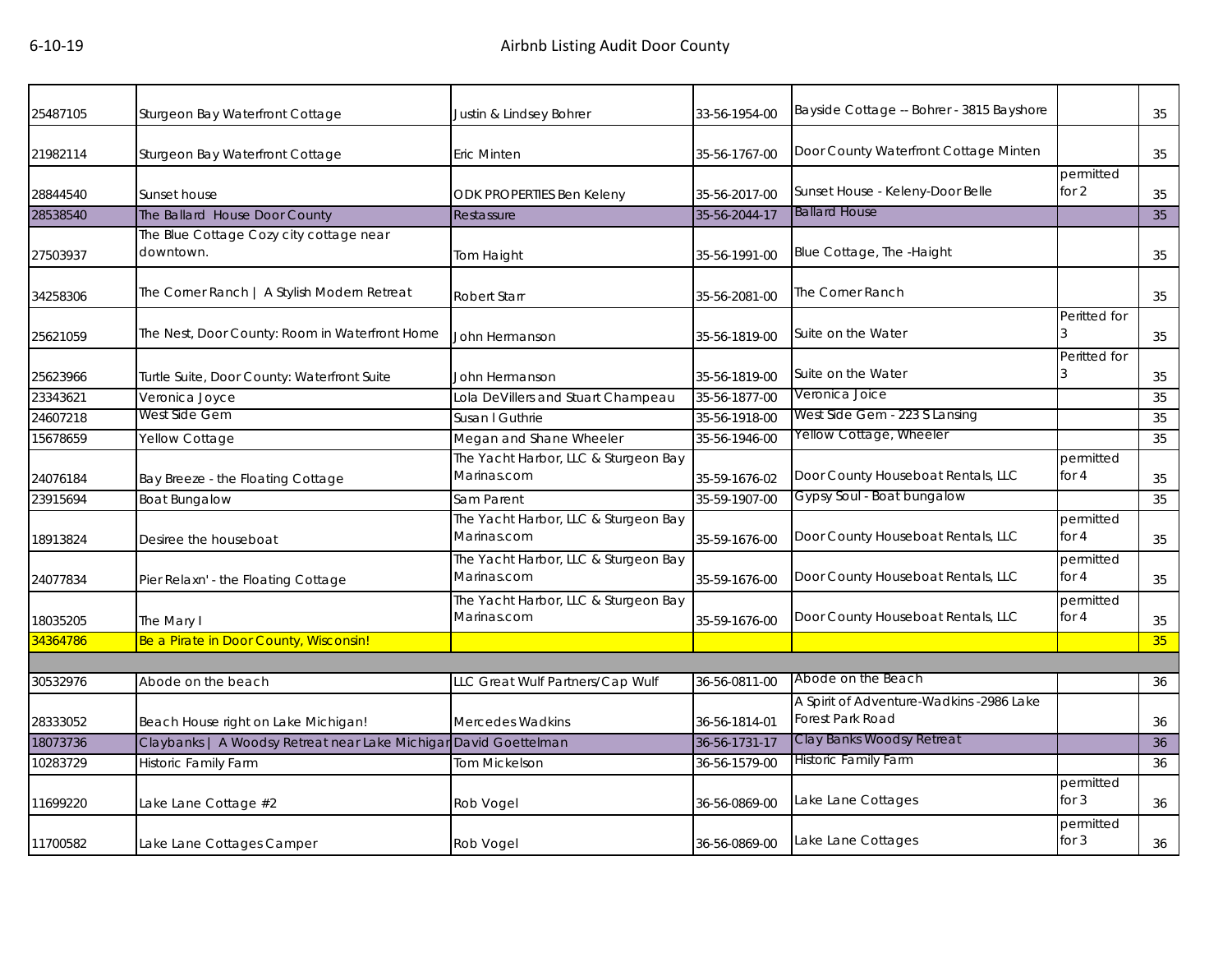| | | | | | | |
|---|---|---|---|---|---|---|
| 25487105 | Sturgeon Bay Waterfront Cottage | Justin & Lindsey Bohrer | 33-56-1954-00 | Bayside Cottage -- Bohrer - 3815 Bayshore | | 35 |
| 21982114 | Sturgeon Bay Waterfront Cottage | Eric Minten | 35-56-1767-00 | Door County Waterfront Cottage Minten | | 35 |
| 28844540 | Sunset house | ODK PROPERTIES Ben Keleny | 35-56-2017-00 | Sunset House - Keleny-Door Belle | permitted for 2 | 35 |
| 28538540 | The Ballard House Door County | Restassure | 35-56-2044-17 | Ballard House | | 35 |
| 27503937 | The Blue Cottage Cozy city cottage near downtown. | Tom Haight | 35-56-1991-00 | Blue Cottage, The -Haight | | 35 |
| 34258306 | The Corner Ranch \| A Stylish Modern Retreat | Robert Starr | 35-56-2081-00 | The Corner Ranch | | 35 |
| 25621059 | The Nest, Door County: Room in Waterfront Home | John Hermanson | 35-56-1819-00 | Suite on the Water | Peritted for 3 | 35 |
| 25623966 | Turtle Suite, Door County: Waterfront Suite | John Hermanson | 35-56-1819-00 | Suite on the Water | Peritted for 3 | 35 |
| 23343621 | Veronica Joyce | Lola DeVillers and Stuart Champeau | 35-56-1877-00 | Veronica Joice | | 35 |
| 24607218 | West Side Gem | Susan I Guthrie | 35-56-1918-00 | West Side Gem - 223 S Lansing | | 35 |
| 15678659 | Yellow Cottage | Megan and Shane Wheeler | 35-56-1946-00 | Yellow Cottage, Wheeler | | 35 |
| 24076184 | Bay Breeze - the Floating Cottage | The Yacht Harbor, LLC & Sturgeon Bay Marinas.com | 35-59-1676-02 | Door County Houseboat Rentals, LLC | permitted for 4 | 35 |
| 23915694 | Boat Bungalow | Sam Parent | 35-59-1907-00 | Gypsy Soul - Boat bungalow | | 35 |
| 18913824 | Desiree the houseboat | The Yacht Harbor, LLC & Sturgeon Bay Marinas.com | 35-59-1676-00 | Door County Houseboat Rentals, LLC | permitted for 4 | 35 |
| 24077834 | Pier Relaxn' - the Floating Cottage | The Yacht Harbor, LLC & Sturgeon Bay Marinas.com | 35-59-1676-00 | Door County Houseboat Rentals, LLC | permitted for 4 | 35 |
| 18035205 | The Mary I | The Yacht Harbor, LLC & Sturgeon Bay Marinas.com | 35-59-1676-00 | Door County Houseboat Rentals, LLC | permitted for 4 | 35 |
| 34364786 | Be a Pirate in Door County, Wisconsin! | | | | | 35 |
| | | | | | | |
| 30532976 | Abode on the beach | LLC Great Wulf Partners/Cap Wulf | 36-56-0811-00 | Abode on the Beach | | 36 |
| 28333052 | Beach House right on Lake Michigan! | Mercedes Wadkins | 36-56-1814-01 | A Spirit of Adventure-Wadkins -2986 Lake Forest Park Road | | 36 |
| 18073736 | Claybanks \| A Woodsy Retreat near Lake Michigan | David Goettelman | 36-56-1731-17 | Clay Banks Woodsy Retreat | | 36 |
| 10283729 | Historic Family Farm | Tom Mickelson | 36-56-1579-00 | Historic Family Farm | | 36 |
| 11699220 | Lake Lane Cottage #2 | Rob Vogel | 36-56-0869-00 | Lake Lane Cottages | permitted for 3 | 36 |
| 11700582 | Lake Lane Cottages Camper | Rob Vogel | 36-56-0869-00 | Lake Lane Cottages | permitted for 3 | 36 |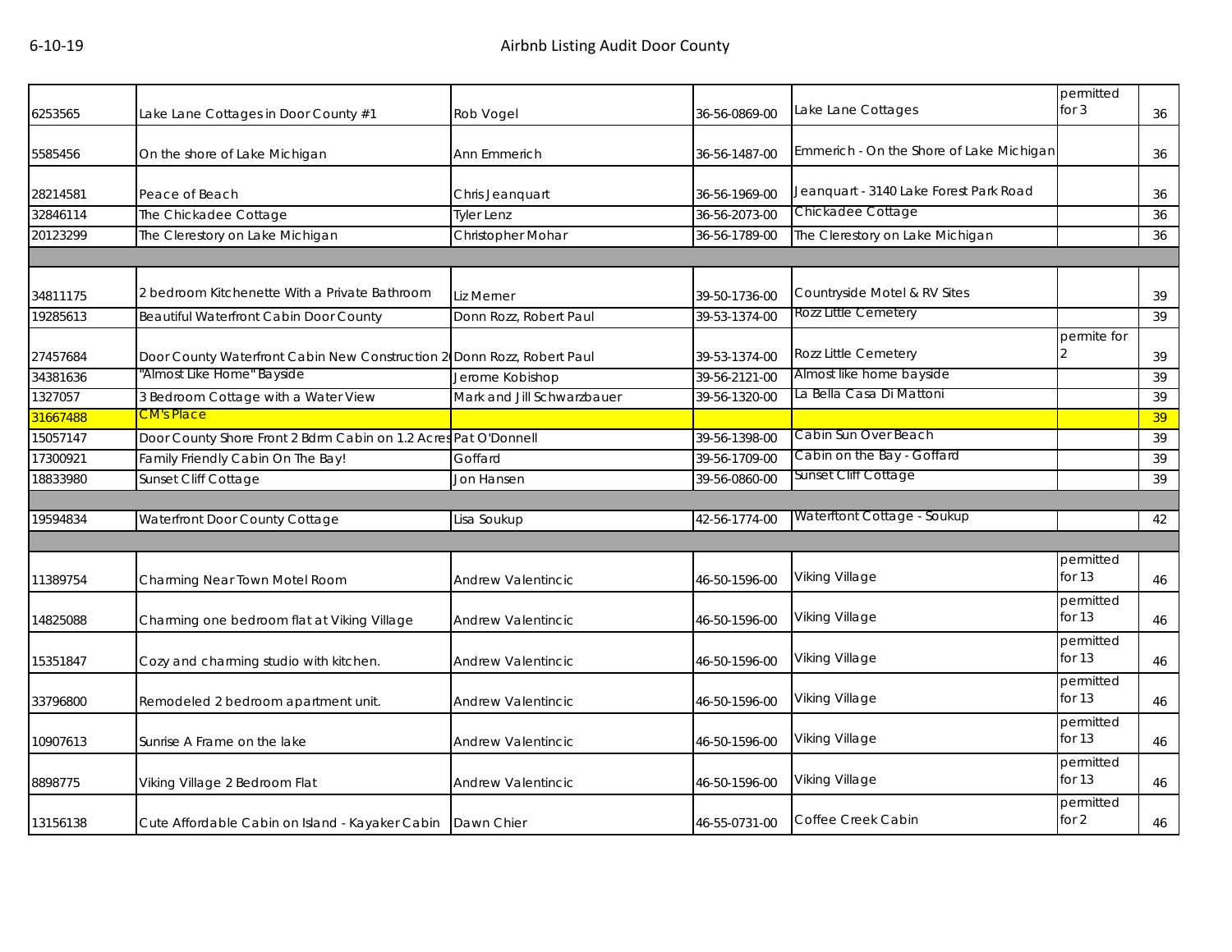# Airbnb Listing Audit Door County

6-10-19

| | | | | | | |
|---|---|---|---|---|---|---|
| 6253565 | Lake Lane Cottages in Door County #1 | Rob Vogel | 36-56-0869-00 | Lake Lane Cottages | permitted for 3 | 36 |
| 5585456 | On the shore of Lake Michigan | Ann Emmerich | 36-56-1487-00 | Emmerich - On the Shore of Lake Michigan | | 36 |
| 28214581 | Peace of Beach | Chris Jeanquart | 36-56-1969-00 | Jeanquart - 3140 Lake Forest Park Road | | 36 |
| 32846114 | The Chickadee Cottage | Tyler Lenz | 36-56-2073-00 | Chickadee Cottage | | 36 |
| 20123299 | The Clerestory on Lake Michigan | Christopher Mohar | 36-56-1789-00 | The Clerestory on Lake Michigan | | 36 |
| | | | | | | |
| 34811175 | 2 bedroom Kitchenette With a Private Bathroom | Liz Merner | 39-50-1736-00 | Countryside Motel & RV Sites | | 39 |
| 19285613 | Beautiful Waterfront Cabin Door County | Donn Rozz, Robert Paul | 39-53-1374-00 | Rozz Little Cemetery | | 39 |
| 27457684 | Door County Waterfront Cabin New Construction 2 | Donn Rozz, Robert Paul | 39-53-1374-00 | Rozz Little Cemetery | permite for 2 | 39 |
| 34381636 | "Almost Like Home" Bayside | Jerome Kobishop | 39-56-2121-00 | Almost like home bayside | | 39 |
| 1327057 | 3 Bedroom Cottage with a Water View | Mark and Jill Schwarzbauer | 39-56-1320-00 | La Bella Casa Di Mattoni | | 39 |
| 31667488 | CM's Place | | | | | 39 |
| 15057147 | Door County Shore Front 2 Bdrm Cabin on 1.2 Acres | Pat O'Donnell | 39-56-1398-00 | Cabin Sun Over Beach | | 39 |
| 17300921 | Family Friendly Cabin On The Bay! | Goffard | 39-56-1709-00 | Cabin on the Bay - Goffard | | 39 |
| 18833980 | Sunset Cliff Cottage | Jon Hansen | 39-56-0860-00 | Sunset Cliff Cottage | | 39 |
| | | | | | | |
| 19594834 | Waterfront Door County Cottage | Lisa Soukup | 42-56-1774-00 | Waterftont Cottage - Soukup | | 42 |
| | | | | | | |
| 11389754 | Charming Near Town Motel Room | Andrew Valentincic | 46-50-1596-00 | Viking Village | permitted for 13 | 46 |
| 14825088 | Charming one bedroom flat at Viking Village | Andrew Valentincic | 46-50-1596-00 | Viking Village | permitted for 13 | 46 |
| 15351847 | Cozy and charming studio with kitchen. | Andrew Valentincic | 46-50-1596-00 | Viking Village | permitted for 13 | 46 |
| 33796800 | Remodeled 2 bedroom apartment unit. | Andrew Valentincic | 46-50-1596-00 | Viking Village | permitted for 13 | 46 |
| 10907613 | Sunrise A Frame on the lake | Andrew Valentincic | 46-50-1596-00 | Viking Village | permitted for 13 | 46 |
| 8898775 | Viking Village 2 Bedroom Flat | Andrew Valentincic | 46-50-1596-00 | Viking Village | permitted for 13 | 46 |
| 13156138 | Cute Affordable Cabin on Island - Kayaker Cabin | Dawn Chier | 46-55-0731-00 | Coffee Creek Cabin | permitted for 2 | 46 |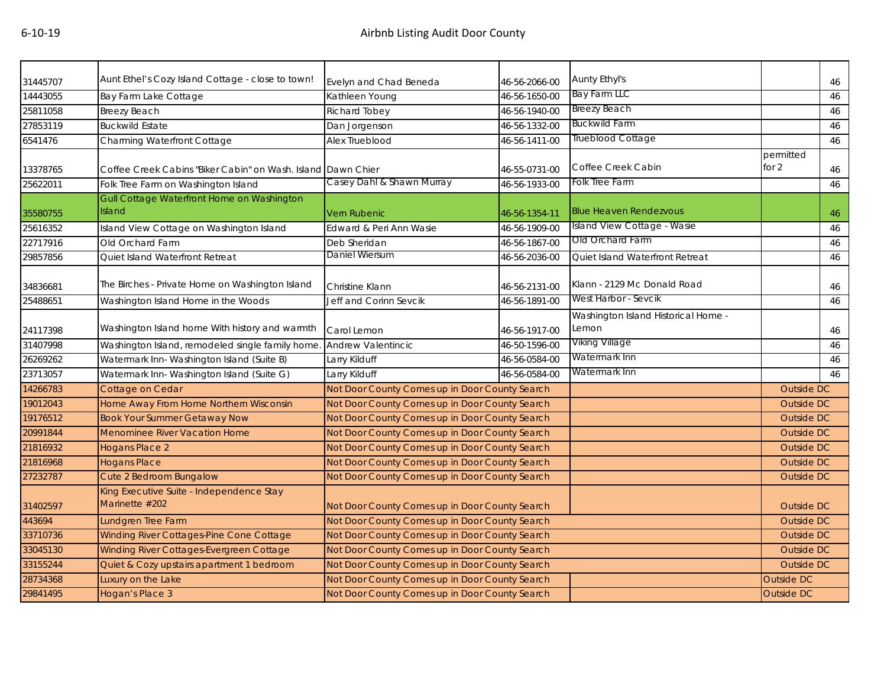| | | | | | | |
|---|---|---|---|---|---|---|
| 31445707 | Aunt Ethel's Cozy Island Cottage - close to town! | Evelyn and Chad Beneda | 46-56-2066-00 | Aunty Ethyl's | | 46 |
| 14443055 | Bay Farm Lake Cottage | Kathleen Young | 46-56-1650-00 | Bay Farm LLC | | 46 |
| 25811058 | Breezy Beach | Richard Tobey | 46-56-1940-00 | Breezy Beach | | 46 |
| 27853119 | Buckwild Estate | Dan Jorgenson | 46-56-1332-00 | Buckwild Farm | | 46 |
| 6541476 | Charming Waterfront Cottage | Alex Trueblood | 46-56-1411-00 | Trueblood Cottage | | 46 |
| 13378765 | Coffee Creek Cabins "Biker Cabin" on Wash. Island | Dawn Chier | 46-55-0731-00 | Coffee Creek Cabin | permitted for 2 | 46 |
| 25622011 | Folk Tree Farm on Washington Island | Casey Dahl & Shawn Murray | 46-56-1933-00 | Folk Tree Farm | | 46 |
| 35580755 | Gull Cottage Waterfront Home on Washington Island | Vern Rubenic | 46-56-1354-11 | Blue Heaven Rendezvous | | 46 |
| 25616352 | Island View Cottage on Washington Island | Edward & Peri Ann Wasie | 46-56-1909-00 | Island View Cottage - Wasie | | 46 |
| 22717916 | Old Orchard Farm | Deb Sheridan | 46-56-1867-00 | Old Orchard Farm | | 46 |
| 29857856 | Quiet Island Waterfront Retreat | Daniel Wiersum | 46-56-2036-00 | Quiet Island Waterfront Retreat | | 46 |
| 34836681 | The Birches - Private Home on Washington Island | Christine Klann | 46-56-2131-00 | Klann - 2129 Mc Donald Road | | 46 |
| 25488651 | Washington Island Home in the Woods | Jeff and Corinn Sevcik | 46-56-1891-00 | West Harbor - Sevcik | | 46 |
| 24117398 | Washington Island home With history and warmth | Carol Lemon | 46-56-1917-00 | Washington Island Historical Home - Lemon | | 46 |
| 31407998 | Washington Island, remodeled single family home. | Andrew Valentincic | 46-50-1596-00 | Viking Village | | 46 |
| 26269262 | Watermark Inn- Washington Island (Suite B) | Larry Kilduff | 46-56-0584-00 | Watermark Inn | | 46 |
| 23713057 | Watermark Inn- Washington Island (Suite G) | Larry Kilduff | 46-56-0584-00 | Watermark Inn | | 46 |
| 14266783 | Cottage on Cedar | Not Door County Comes up in Door County Search | | | Outside DC | |
| 19012043 | Home Away From Home Northern Wisconsin | Not Door County Comes up in Door County Search | | | Outside DC | |
| 19176512 | Book Your Summer Getaway Now | Not Door County Comes up in Door County Search | | | Outside DC | |
| 20991844 | Menominee River Vacation Home | Not Door County Comes up in Door County Search | | | Outside DC | |
| 21816932 | Hogans Place 2 | Not Door County Comes up in Door County Search | | | Outside DC | |
| 21816968 | Hogans Place | Not Door County Comes up in Door County Search | | | Outside DC | |
| 27232787 | Cute 2 Bedroom Bungalow | Not Door County Comes up in Door County Search | | | Outside DC | |
| 31402597 | King Executive Suite - Independence Stay Marinette #202 | Not Door County Comes up in Door County Search | | | Outside DC | |
| 443694 | Lundgren Tree Farm | Not Door County Comes up in Door County Search | | | Outside DC | |
| 33710736 | Winding River Cottages-Pine Cone Cottage | Not Door County Comes up in Door County Search | | | Outside DC | |
| 33045130 | Winding River Cottages-Evergreen Cottage | Not Door County Comes up in Door County Search | | | Outside DC | |
| 33155244 | Quiet & Cozy upstairs apartment 1 bedroom | Not Door County Comes up in Door County Search | | | Outside DC | |
| 28734368 | Luxury on the Lake | Not Door County Comes up in Door County Search | | | Outside DC | |
| 29841495 | Hogan's Place 3 | Not Door County Comes up in Door County Search | | | Outside DC | |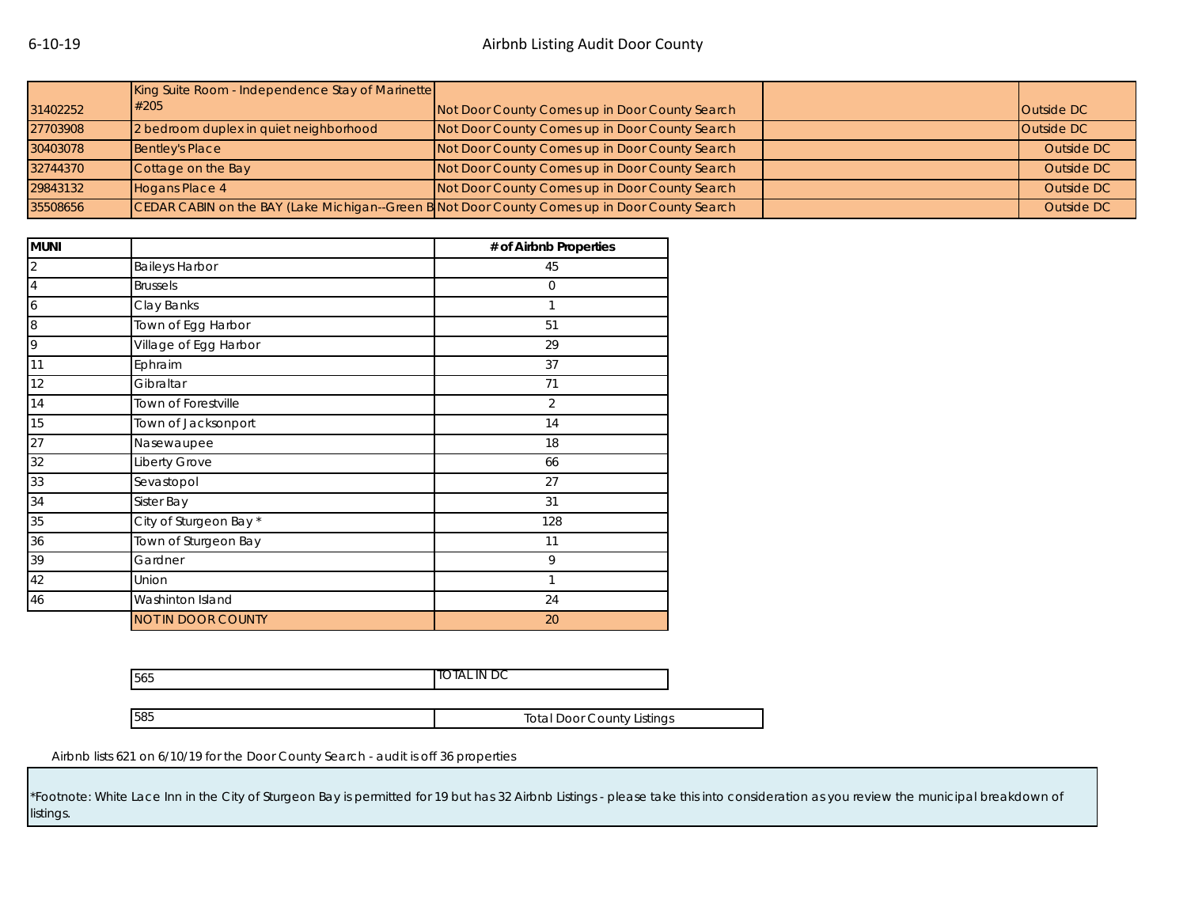6-10-19

# Airbnb Listing Audit Door County

| | | | | |
|---|---|---|---|---|
| 31402252 | King Suite Room - Independence Stay of Marinette #205 | Not Door County Comes up in Door County Search | | Outside DC |
| 27703908 | 2 bedroom duplex in quiet neighborhood | Not Door County Comes up in Door County Search | | Outside DC |
| 30403078 | Bentley's Place | Not Door County Comes up in Door County Search | | Outside DC |
| 32744370 | Cottage on the Bay | Not Door County Comes up in Door County Search | | Outside DC |
| 29843132 | Hogans Place 4 | Not Door County Comes up in Door County Search | | Outside DC |
| 35508656 | CEDAR CABIN on the BAY (Lake Michigan--Green B | Not Door County Comes up in Door County Search | | Outside DC |

| MUNI | | # of Airbnb Properties |
|---|---|---|
| 2 | Baileys Harbor | 45 |
| 4 | Brussels | 0 |
| 6 | Clay Banks | 1 |
| 8 | Town of Egg Harbor | 51 |
| 9 | Village of Egg Harbor | 29 |
| 11 | Ephraim | 37 |
| 12 | Gibraltar | 71 |
| 14 | Town of Forestville | 2 |
| 15 | Town of Jacksonport | 14 |
| 27 | Nasewaupee | 18 |
| 32 | Liberty Grove | 66 |
| 33 | Sevastopol | 27 |
| 34 | Sister Bay | 31 |
| 35 | City of Sturgeon Bay * | 128 |
| 36 | Town of Sturgeon Bay | 11 |
| 39 | Gardner | 9 |
| 42 | Union | 1 |
| 46 | Washinton Island | 24 |
| | NOT IN DOOR COUNTY | 20 |

| | |
|---|---|
| 565 | TOTAL IN DC |
| 585 | Total Door County Listings |

Airbnb lists 621 on 6/10/19 for the Door County Search - audit is off 36 properties

*Footnote: White Lace Inn in the City of Sturgeon Bay is permitted for 19 but has 32 Airbnb Listings - please take this into consideration as you review the municipal breakdown of listings.